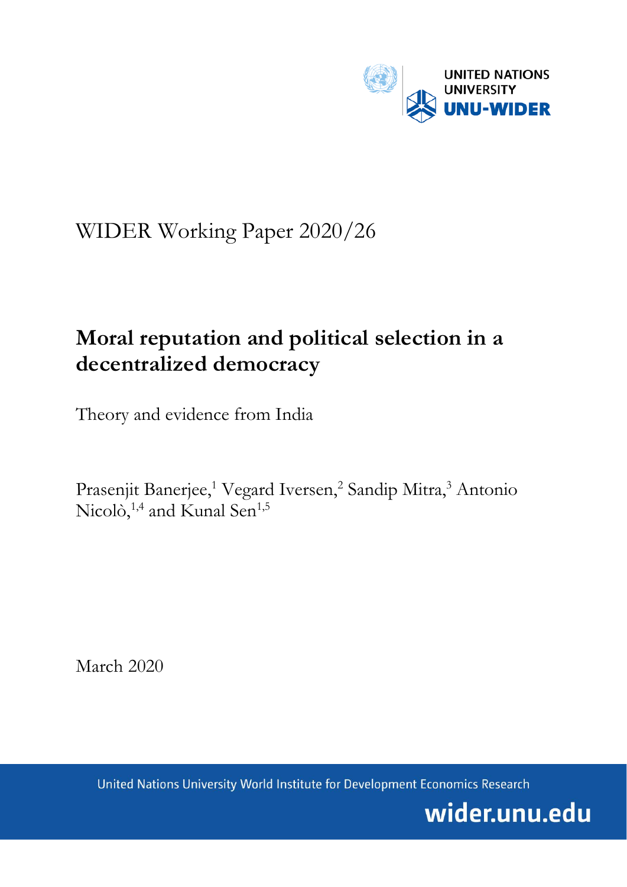UNITED NATIONS UNIVERSITY
UNU-WIDER

WIDER Working Paper 2020/26

# Moral reputation and political selection in a decentralized democracy

Theory and evidence from India

Prasenjit Banerjee,[1] Vegard Iversen,[2] Sandip Mitra,[3] Antonio Nicolò,[1,4] and Kunal Sen[1,5]

March 2020

United Nations University World Institute for Development Economics Research

wider.unu.edu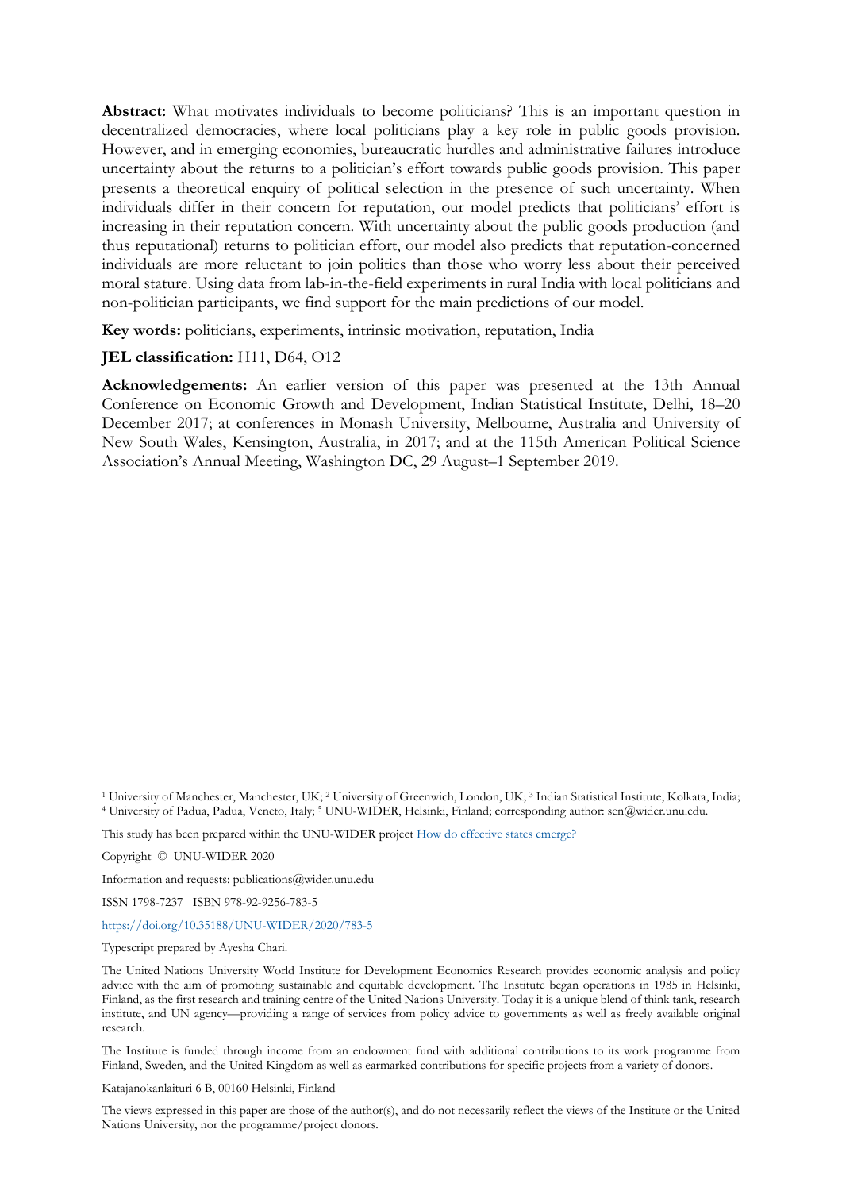**Abstract:** What motivates individuals to become politicians? This is an important question in decentralized democracies, where local politicians play a key role in public goods provision. However, and in emerging economies, bureaucratic hurdles and administrative failures introduce uncertainty about the returns to a politician's effort towards public goods provision. This paper presents a theoretical enquiry of political selection in the presence of such uncertainty. When individuals differ in their concern for reputation, our model predicts that politicians' effort is increasing in their reputation concern. With uncertainty about the public goods production (and thus reputational) returns to politician effort, our model also predicts that reputation-concerned individuals are more reluctant to join politics than those who worry less about their perceived moral stature. Using data from lab-in-the-field experiments in rural India with local politicians and non-politician participants, we find support for the main predictions of our model.

**Key words:** politicians, experiments, intrinsic motivation, reputation, India

**JEL classification:** H11, D64, O12

**Acknowledgements:** An earlier version of this paper was presented at the 13th Annual Conference on Economic Growth and Development, Indian Statistical Institute, Delhi, 18–20 December 2017; at conferences in Monash University, Melbourne, Australia and University of New South Wales, Kensington, Australia, in 2017; and at the 115th American Political Science Association's Annual Meeting, Washington DC, 29 August–1 September 2019.

---

[1] University of Manchester, Manchester, UK; [2] University of Greenwich, London, UK; [3] Indian Statistical Institute, Kolkata, India; [4] University of Padua, Padua, Veneto, Italy; [5] UNU-WIDER, Helsinki, Finland; corresponding author: sen@wider.unu.edu.

This study has been prepared within the UNU-WIDER project How do effective states emerge?

Copyright © UNU-WIDER 2020

Information and requests: publications@wider.unu.edu

ISSN 1798-7237 ISBN 978-92-9256-783-5

https://doi.org/10.35188/UNU-WIDER/2020/783-5

Typescript prepared by Ayesha Chari.

The United Nations University World Institute for Development Economics Research provides economic analysis and policy advice with the aim of promoting sustainable and equitable development. The Institute began operations in 1985 in Helsinki, Finland, as the first research and training centre of the United Nations University. Today it is a unique blend of think tank, research institute, and UN agency—providing a range of services from policy advice to governments as well as freely available original research.

The Institute is funded through income from an endowment fund with additional contributions to its work programme from Finland, Sweden, and the United Kingdom as well as earmarked contributions for specific projects from a variety of donors.

Katajanokanlaituri 6 B, 00160 Helsinki, Finland

The views expressed in this paper are those of the author(s), and do not necessarily reflect the views of the Institute or the United Nations University, nor the programme/project donors.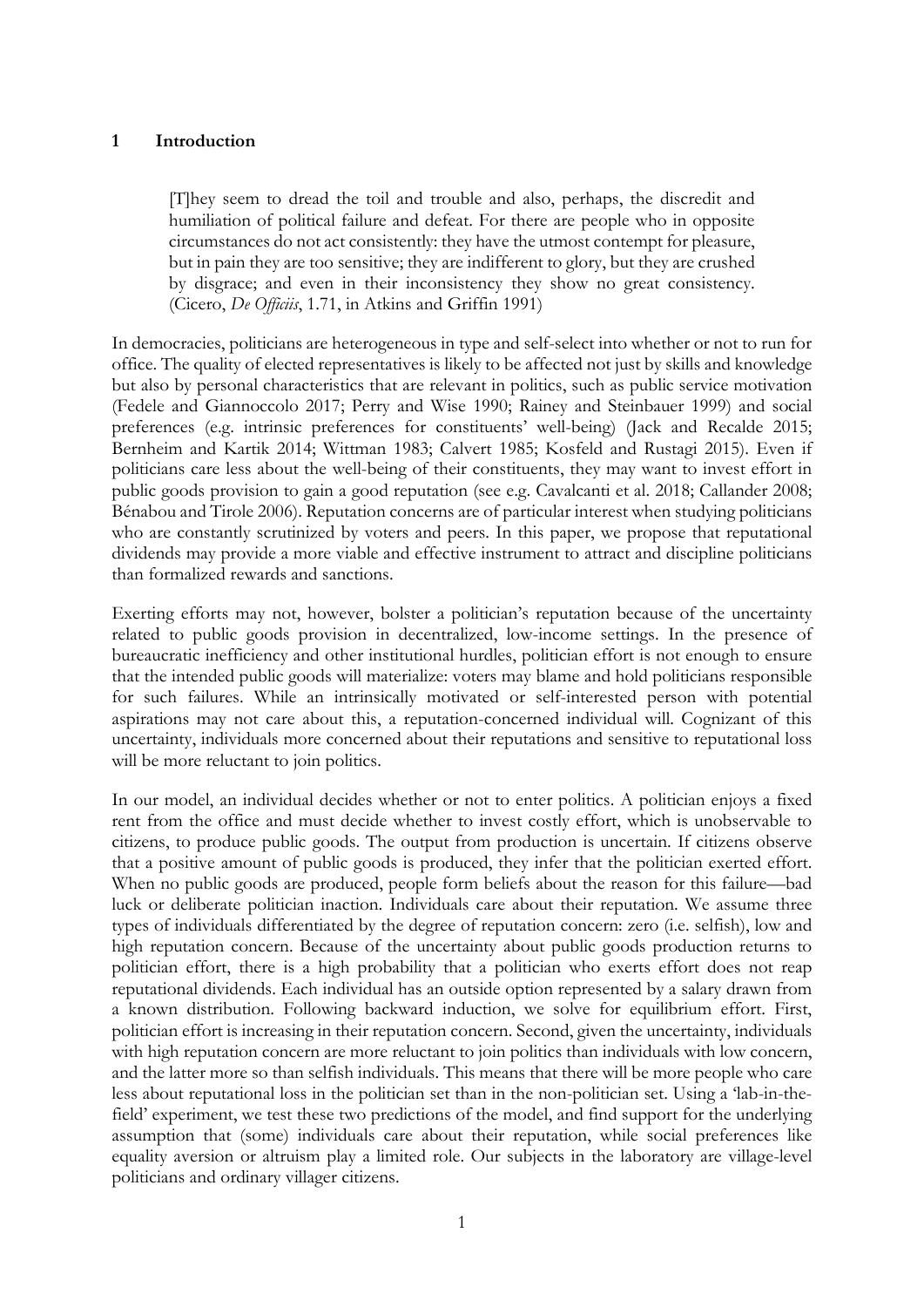# 1 Introduction

> [T]hey seem to dread the toil and trouble and also, perhaps, the discredit and humiliation of political failure and defeat. For there are people who in opposite circumstances do not act consistently: they have the utmost contempt for pleasure, but in pain they are too sensitive; they are indifferent to glory, but they are crushed by disgrace; and even in their inconsistency they show no great consistency. (Cicero, *De Officiis*, 1.71, in Atkins and Griffin 1991)

In democracies, politicians are heterogeneous in type and self-select into whether or not to run for office. The quality of elected representatives is likely to be affected not just by skills and knowledge but also by personal characteristics that are relevant in politics, such as public service motivation (Fedele and Giannoccolo 2017; Perry and Wise 1990; Rainey and Steinbauer 1999) and social preferences (e.g. intrinsic preferences for constituents' well-being) (Jack and Recalde 2015; Bernheim and Kartik 2014; Wittman 1983; Calvert 1985; Kosfeld and Rustagi 2015). Even if politicians care less about the well-being of their constituents, they may want to invest effort in public goods provision to gain a good reputation (see e.g. Cavalcanti et al. 2018; Callander 2008; Bénabou and Tirole 2006). Reputation concerns are of particular interest when studying politicians who are constantly scrutinized by voters and peers. In this paper, we propose that reputational dividends may provide a more viable and effective instrument to attract and discipline politicians than formalized rewards and sanctions.

Exerting efforts may not, however, bolster a politician's reputation because of the uncertainty related to public goods provision in decentralized, low-income settings. In the presence of bureaucratic inefficiency and other institutional hurdles, politician effort is not enough to ensure that the intended public goods will materialize: voters may blame and hold politicians responsible for such failures. While an intrinsically motivated or self-interested person with potential aspirations may not care about this, a reputation-concerned individual will. Cognizant of this uncertainty, individuals more concerned about their reputations and sensitive to reputational loss will be more reluctant to join politics.

In our model, an individual decides whether or not to enter politics. A politician enjoys a fixed rent from the office and must decide whether to invest costly effort, which is unobservable to citizens, to produce public goods. The output from production is uncertain. If citizens observe that a positive amount of public goods is produced, they infer that the politician exerted effort. When no public goods are produced, people form beliefs about the reason for this failure—bad luck or deliberate politician inaction. Individuals care about their reputation. We assume three types of individuals differentiated by the degree of reputation concern: zero (i.e. selfish), low and high reputation concern. Because of the uncertainty about public goods production returns to politician effort, there is a high probability that a politician who exerts effort does not reap reputational dividends. Each individual has an outside option represented by a salary drawn from a known distribution. Following backward induction, we solve for equilibrium effort. First, politician effort is increasing in their reputation concern. Second, given the uncertainty, individuals with high reputation concern are more reluctant to join politics than individuals with low concern, and the latter more so than selfish individuals. This means that there will be more people who care less about reputational loss in the politician set than in the non-politician set. Using a 'lab-in-the-field' experiment, we test these two predictions of the model, and find support for the underlying assumption that (some) individuals care about their reputation, while social preferences like equality aversion or altruism play a limited role. Our subjects in the laboratory are village-level politicians and ordinary villager citizens.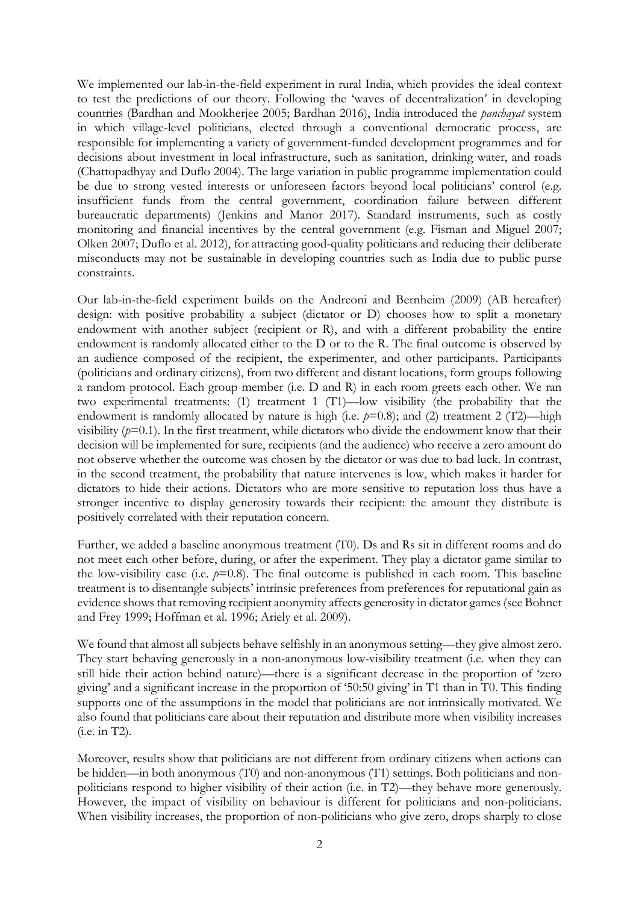We implemented our lab-in-the-field experiment in rural India, which provides the ideal context to test the predictions of our theory. Following the 'waves of decentralization' in developing countries (Bardhan and Mookherjee 2005; Bardhan 2016), India introduced the *panchayat* system in which village-level politicians, elected through a conventional democratic process, are responsible for implementing a variety of government-funded development programmes and for decisions about investment in local infrastructure, such as sanitation, drinking water, and roads (Chattopadhyay and Duflo 2004). The large variation in public programme implementation could be due to strong vested interests or unforeseen factors beyond local politicians' control (e.g. insufficient funds from the central government, coordination failure between different bureaucratic departments) (Jenkins and Manor 2017). Standard instruments, such as costly monitoring and financial incentives by the central government (e.g. Fisman and Miguel 2007; Olken 2007; Duflo et al. 2012), for attracting good-quality politicians and reducing their deliberate misconducts may not be sustainable in developing countries such as India due to public purse constraints.

Our lab-in-the-field experiment builds on the Andreoni and Bernheim (2009) (AB hereafter) design: with positive probability a subject (dictator or D) chooses how to split a monetary endowment with another subject (recipient or R), and with a different probability the entire endowment is randomly allocated either to the D or to the R. The final outcome is observed by an audience composed of the recipient, the experimenter, and other participants. Participants (politicians and ordinary citizens), from two different and distant locations, form groups following a random protocol. Each group member (i.e. D and R) in each room greets each other. We ran two experimental treatments: (1) treatment 1 (T1)—low visibility (the probability that the endowment is randomly allocated by nature is high (i.e. $p$=0.8); and (2) treatment 2 (T2)—high visibility ($p$=0.1). In the first treatment, while dictators who divide the endowment know that their decision will be implemented for sure, recipients (and the audience) who receive a zero amount do not observe whether the outcome was chosen by the dictator or was due to bad luck. In contrast, in the second treatment, the probability that nature intervenes is low, which makes it harder for dictators to hide their actions. Dictators who are more sensitive to reputation loss thus have a stronger incentive to display generosity towards their recipient: the amount they distribute is positively correlated with their reputation concern.

Further, we added a baseline anonymous treatment (T0). Ds and Rs sit in different rooms and do not meet each other before, during, or after the experiment. They play a dictator game similar to the low-visibility case (i.e. $p$=0.8). The final outcome is published in each room. This baseline treatment is to disentangle subjects' intrinsic preferences from preferences for reputational gain as evidence shows that removing recipient anonymity affects generosity in dictator games (see Bohnet and Frey 1999; Hoffman et al. 1996; Ariely et al. 2009).

We found that almost all subjects behave selfishly in an anonymous setting—they give almost zero. They start behaving generously in a non-anonymous low-visibility treatment (i.e. when they can still hide their action behind nature)—there is a significant decrease in the proportion of 'zero giving' and a significant increase in the proportion of '50:50 giving' in T1 than in T0. This finding supports one of the assumptions in the model that politicians are not intrinsically motivated. We also found that politicians care about their reputation and distribute more when visibility increases (i.e. in T2).

Moreover, results show that politicians are not different from ordinary citizens when actions can be hidden—in both anonymous (T0) and non-anonymous (T1) settings. Both politicians and non-politicians respond to higher visibility of their action (i.e. in T2)—they behave more generously. However, the impact of visibility on behaviour is different for politicians and non-politicians. When visibility increases, the proportion of non-politicians who give zero, drops sharply to close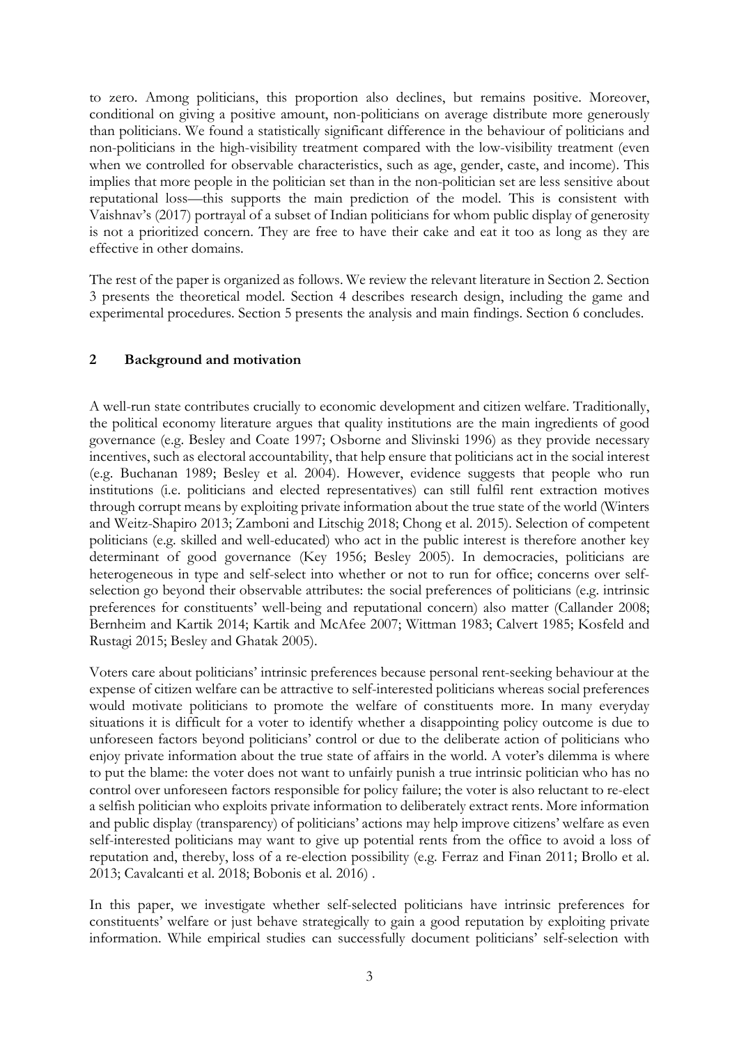to zero. Among politicians, this proportion also declines, but remains positive. Moreover, conditional on giving a positive amount, non-politicians on average distribute more generously than politicians. We found a statistically significant difference in the behaviour of politicians and non-politicians in the high-visibility treatment compared with the low-visibility treatment (even when we controlled for observable characteristics, such as age, gender, caste, and income). This implies that more people in the politician set than in the non-politician set are less sensitive about reputational loss—this supports the main prediction of the model. This is consistent with Vaishnav's (2017) portrayal of a subset of Indian politicians for whom public display of generosity is not a prioritized concern. They are free to have their cake and eat it too as long as they are effective in other domains.

The rest of the paper is organized as follows. We review the relevant literature in Section 2. Section 3 presents the theoretical model. Section 4 describes research design, including the game and experimental procedures. Section 5 presents the analysis and main findings. Section 6 concludes.

## 2 Background and motivation

A well-run state contributes crucially to economic development and citizen welfare. Traditionally, the political economy literature argues that quality institutions are the main ingredients of good governance (e.g. Besley and Coate 1997; Osborne and Slivinski 1996) as they provide necessary incentives, such as electoral accountability, that help ensure that politicians act in the social interest (e.g. Buchanan 1989; Besley et al. 2004). However, evidence suggests that people who run institutions (i.e. politicians and elected representatives) can still fulfil rent extraction motives through corrupt means by exploiting private information about the true state of the world (Winters and Weitz-Shapiro 2013; Zamboni and Litschig 2018; Chong et al. 2015). Selection of competent politicians (e.g. skilled and well-educated) who act in the public interest is therefore another key determinant of good governance (Key 1956; Besley 2005). In democracies, politicians are heterogeneous in type and self-select into whether or not to run for office; concerns over self-selection go beyond their observable attributes: the social preferences of politicians (e.g. intrinsic preferences for constituents' well-being and reputational concern) also matter (Callander 2008; Bernheim and Kartik 2014; Kartik and McAfee 2007; Wittman 1983; Calvert 1985; Kosfeld and Rustagi 2015; Besley and Ghatak 2005).

Voters care about politicians' intrinsic preferences because personal rent-seeking behaviour at the expense of citizen welfare can be attractive to self-interested politicians whereas social preferences would motivate politicians to promote the welfare of constituents more. In many everyday situations it is difficult for a voter to identify whether a disappointing policy outcome is due to unforeseen factors beyond politicians' control or due to the deliberate action of politicians who enjoy private information about the true state of affairs in the world. A voter's dilemma is where to put the blame: the voter does not want to unfairly punish a true intrinsic politician who has no control over unforeseen factors responsible for policy failure; the voter is also reluctant to re-elect a selfish politician who exploits private information to deliberately extract rents. More information and public display (transparency) of politicians' actions may help improve citizens' welfare as even self-interested politicians may want to give up potential rents from the office to avoid a loss of reputation and, thereby, loss of a re-election possibility (e.g. Ferraz and Finan 2011; Brollo et al. 2013; Cavalcanti et al. 2018; Bobonis et al. 2016) .

In this paper, we investigate whether self-selected politicians have intrinsic preferences for constituents' welfare or just behave strategically to gain a good reputation by exploiting private information. While empirical studies can successfully document politicians' self-selection with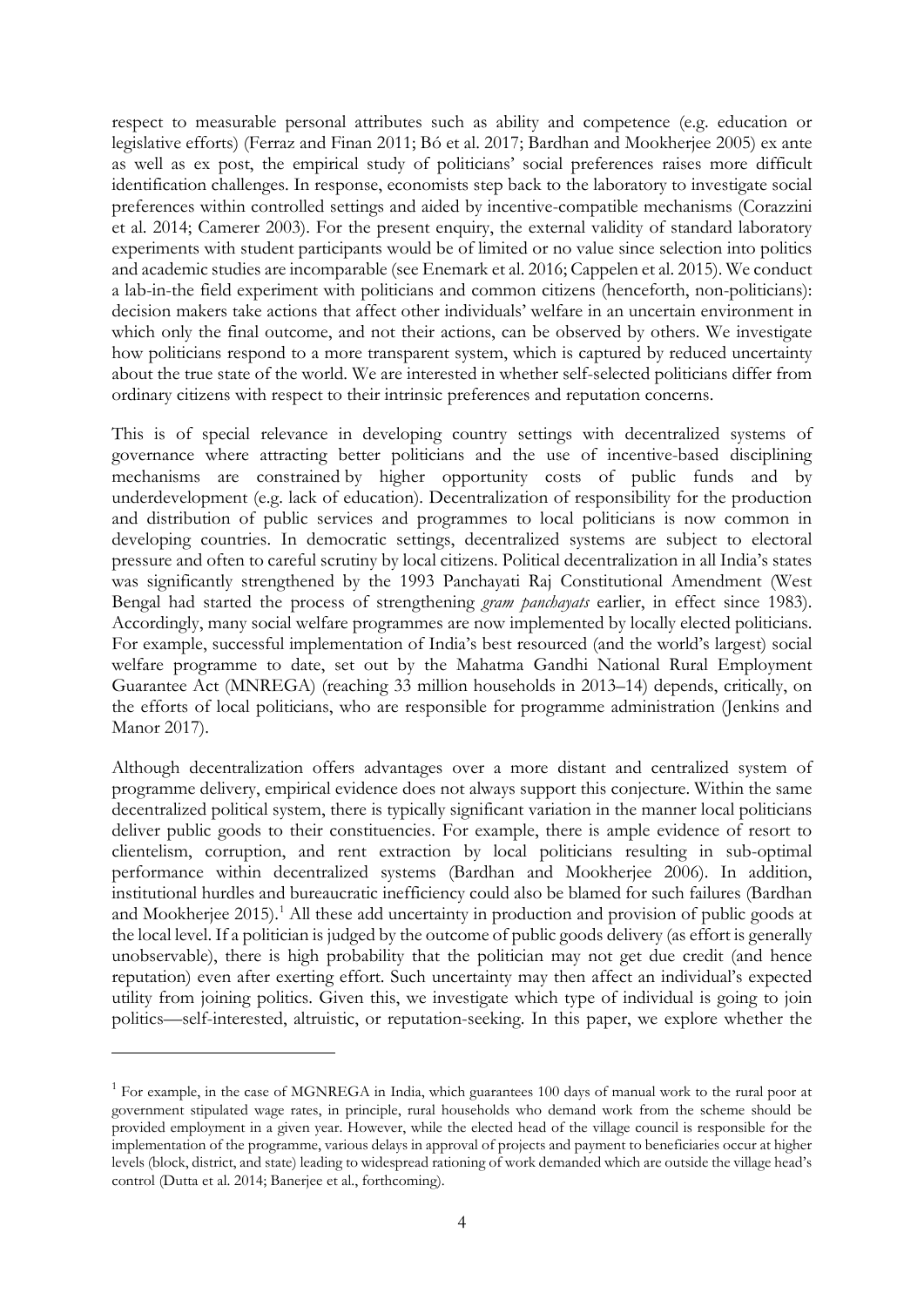respect to measurable personal attributes such as ability and competence (e.g. education or legislative efforts) (Ferraz and Finan 2011; Bó et al. 2017; Bardhan and Mookherjee 2005) ex ante as well as ex post, the empirical study of politicians' social preferences raises more difficult identification challenges. In response, economists step back to the laboratory to investigate social preferences within controlled settings and aided by incentive-compatible mechanisms (Corazzini et al. 2014; Camerer 2003). For the present enquiry, the external validity of standard laboratory experiments with student participants would be of limited or no value since selection into politics and academic studies are incomparable (see Enemark et al. 2016; Cappelen et al. 2015). We conduct a lab-in-the field experiment with politicians and common citizens (henceforth, non-politicians): decision makers take actions that affect other individuals' welfare in an uncertain environment in which only the final outcome, and not their actions, can be observed by others. We investigate how politicians respond to a more transparent system, which is captured by reduced uncertainty about the true state of the world. We are interested in whether self-selected politicians differ from ordinary citizens with respect to their intrinsic preferences and reputation concerns.

This is of special relevance in developing country settings with decentralized systems of governance where attracting better politicians and the use of incentive-based disciplining mechanisms are constrained by higher opportunity costs of public funds and by underdevelopment (e.g. lack of education). Decentralization of responsibility for the production and distribution of public services and programmes to local politicians is now common in developing countries. In democratic settings, decentralized systems are subject to electoral pressure and often to careful scrutiny by local citizens. Political decentralization in all India's states was significantly strengthened by the 1993 Panchayati Raj Constitutional Amendment (West Bengal had started the process of strengthening *gram panchayats* earlier, in effect since 1983). Accordingly, many social welfare programmes are now implemented by locally elected politicians. For example, successful implementation of India's best resourced (and the world's largest) social welfare programme to date, set out by the Mahatma Gandhi National Rural Employment Guarantee Act (MNREGA) (reaching 33 million households in 2013–14) depends, critically, on the efforts of local politicians, who are responsible for programme administration (Jenkins and Manor 2017).

Although decentralization offers advantages over a more distant and centralized system of programme delivery, empirical evidence does not always support this conjecture. Within the same decentralized political system, there is typically significant variation in the manner local politicians deliver public goods to their constituencies. For example, there is ample evidence of resort to clientelism, corruption, and rent extraction by local politicians resulting in sub-optimal performance within decentralized systems (Bardhan and Mookherjee 2006). In addition, institutional hurdles and bureaucratic inefficiency could also be blamed for such failures (Bardhan and Mookherjee 2015).[1] All these add uncertainty in production and provision of public goods at the local level. If a politician is judged by the outcome of public goods delivery (as effort is generally unobservable), there is high probability that the politician may not get due credit (and hence reputation) even after exerting effort. Such uncertainty may then affect an individual's expected utility from joining politics. Given this, we investigate which type of individual is going to join politics—self-interested, altruistic, or reputation-seeking. In this paper, we explore whether the

[1] For example, in the case of MGNREGA in India, which guarantees 100 days of manual work to the rural poor at government stipulated wage rates, in principle, rural households who demand work from the scheme should be provided employment in a given year. However, while the elected head of the village council is responsible for the implementation of the programme, various delays in approval of projects and payment to beneficiaries occur at higher levels (block, district, and state) leading to widespread rationing of work demanded which are outside the village head's control (Dutta et al. 2014; Banerjee et al., forthcoming).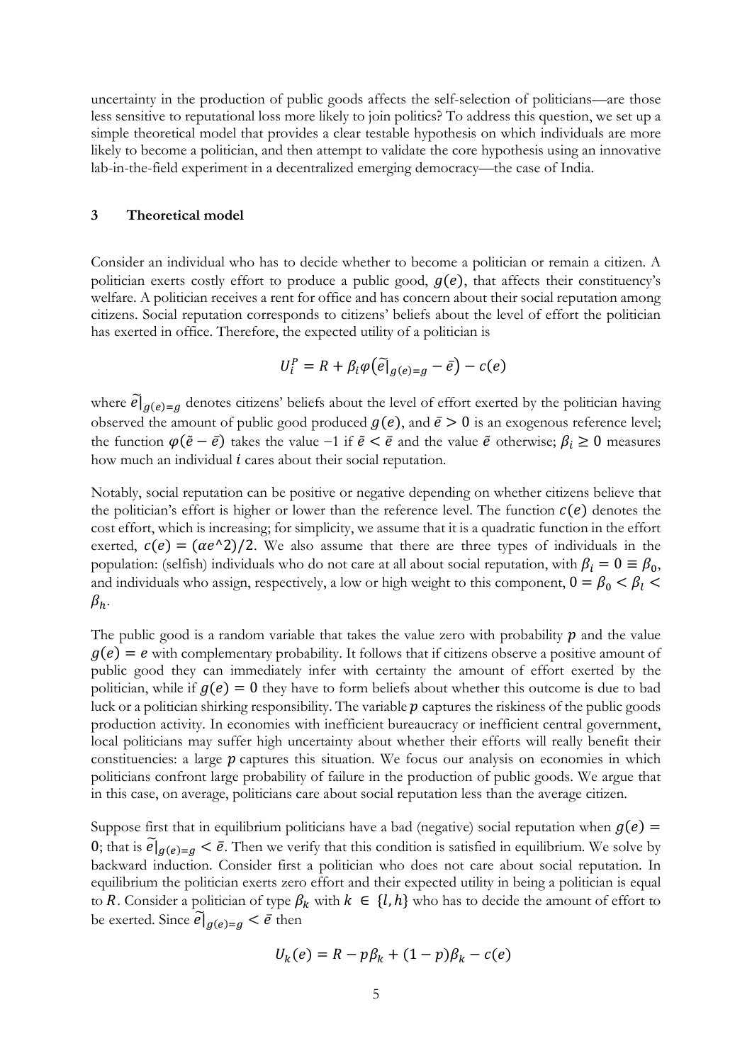uncertainty in the production of public goods affects the self-selection of politicians—are those less sensitive to reputational loss more likely to join politics? To address this question, we set up a simple theoretical model that provides a clear testable hypothesis on which individuals are more likely to become a politician, and then attempt to validate the core hypothesis using an innovative lab-in-the-field experiment in a decentralized emerging democracy—the case of India.

## 3 Theoretical model

Consider an individual who has to decide whether to become a politician or remain a citizen. A politician exerts costly effort to produce a public good, $g(e)$, that affects their constituency's welfare. A politician receives a rent for office and has concern about their social reputation among citizens. Social reputation corresponds to citizens' beliefs about the level of effort the politician has exerted in office. Therefore, the expected utility of a politician is

$$U_i^P = R + \beta_i \varphi\left(\tilde{e}|_{g(e)=g} - \bar{e}\right) - c(e)$$

where $\tilde{e}|_{g(e)=g}$ denotes citizens' beliefs about the level of effort exerted by the politician having observed the amount of public good produced $g(e)$, and $\bar{e} > 0$ is an exogenous reference level; the function $\varphi(\tilde{e} - \bar{e})$ takes the value $-1$ if $\tilde{e} < \bar{e}$ and the value $\tilde{e}$ otherwise; $\beta_i \geq 0$ measures how much an individual $i$ cares about their social reputation.

Notably, social reputation can be positive or negative depending on whether citizens believe that the politician's effort is higher or lower than the reference level. The function $c(e)$ denotes the cost effort, which is increasing; for simplicity, we assume that it is a quadratic function in the effort exerted, $c(e) = (\alpha e^2)/2$. We also assume that there are three types of individuals in the population: (selfish) individuals who do not care at all about social reputation, with $\beta_i = 0 \equiv \beta_0$, and individuals who assign, respectively, a low or high weight to this component, $0 = \beta_0 < \beta_l < \beta_h$.

The public good is a random variable that takes the value zero with probability $p$ and the value $g(e) = e$ with complementary probability. It follows that if citizens observe a positive amount of public good they can immediately infer with certainty the amount of effort exerted by the politician, while if $g(e) = 0$ they have to form beliefs about whether this outcome is due to bad luck or a politician shirking responsibility. The variable $p$ captures the riskiness of the public goods production activity. In economies with inefficient bureaucracy or inefficient central government, local politicians may suffer high uncertainty about whether their efforts will really benefit their constituencies: a large $p$ captures this situation. We focus our analysis on economies in which politicians confront large probability of failure in the production of public goods. We argue that in this case, on average, politicians care about social reputation less than the average citizen.

Suppose first that in equilibrium politicians have a bad (negative) social reputation when $g(e) = 0$; that is $\tilde{e}|_{g(e)=g} < \bar{e}$. Then we verify that this condition is satisfied in equilibrium. We solve by backward induction. Consider first a politician who does not care about social reputation. In equilibrium the politician exerts zero effort and their expected utility in being a politician is equal to $R$. Consider a politician of type $\beta_k$ with $k \in \{l, h\}$ who has to decide the amount of effort to be exerted. Since $\tilde{e}|_{g(e)=g} < \bar{e}$ then

$$U_k(e) = R - p\beta_k + (1-p)\beta_k - c(e)$$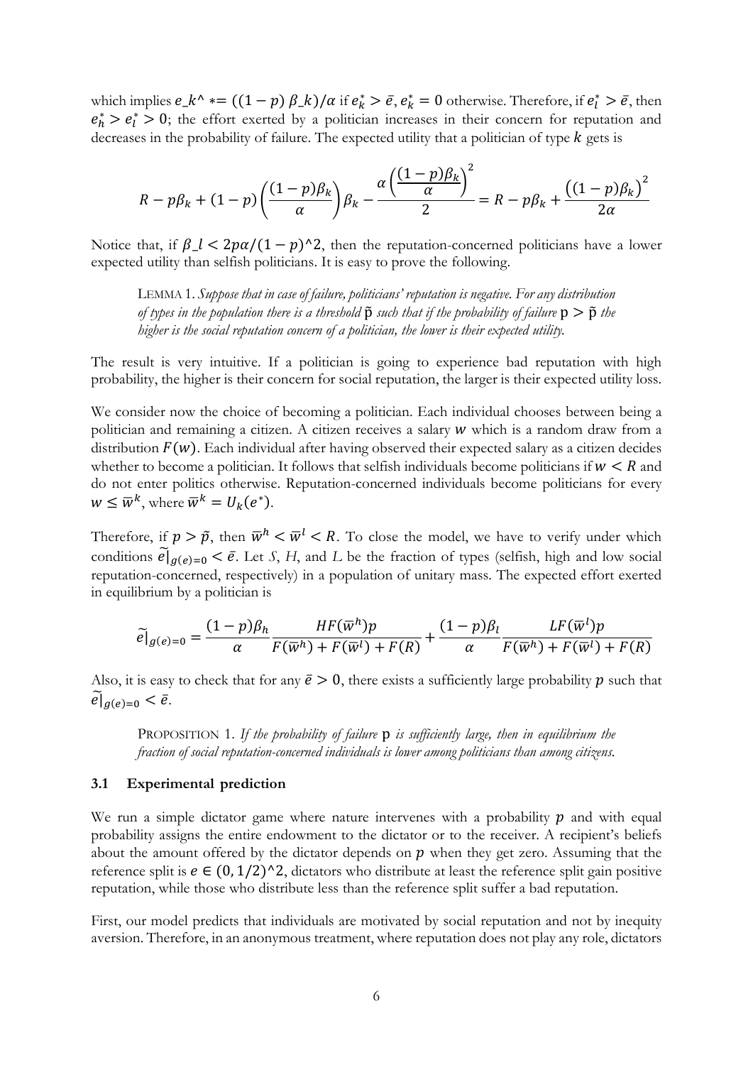which implies $e_k^* = ((1-p)\beta_k)/\alpha$ if $e_k^* > \bar{e}$, $e_k^* = 0$ otherwise. Therefore, if $e_l^* > \bar{e}$, then $e_h^* > e_l^* > 0$; the effort exerted by a politician increases in their concern for reputation and decreases in the probability of failure. The expected utility that a politician of type $k$ gets is

$$R - p\beta_k + (1-p)\left(\frac{(1-p)\beta_k}{\alpha}\right)\beta_k - \frac{\alpha\left(\frac{(1-p)\beta_k}{\alpha}\right)^2}{2} = R - p\beta_k + \frac{\left((1-p)\beta_k\right)^2}{2\alpha}$$

Notice that, if $\beta_l < 2p\alpha/(1-p)^2$, then the reputation-concerned politicians have a lower expected utility than selfish politicians. It is easy to prove the following.

> LEMMA 1. *Suppose that in case of failure, politicians' reputation is negative. For any distribution of types in the population there is a threshold* $\tilde{p}$ *such that if the probability of failure* $p > \tilde{p}$ *the higher is the social reputation concern of a politician, the lower is their expected utility.*

The result is very intuitive. If a politician is going to experience bad reputation with high probability, the higher is their concern for social reputation, the larger is their expected utility loss.

We consider now the choice of becoming a politician. Each individual chooses between being a politician and remaining a citizen. A citizen receives a salary $w$ which is a random draw from a distribution $F(w)$. Each individual after having observed their expected salary as a citizen decides whether to become a politician. It follows that selfish individuals become politicians if $w < R$ and do not enter politics otherwise. Reputation-concerned individuals become politicians for every $w \leq \bar{w}^k$, where $\bar{w}^k = U_k(e^*)$.

Therefore, if $p > \tilde{p}$, then $\bar{w}^h < \bar{w}^l < R$. To close the model, we have to verify under which conditions $\tilde{e}|_{g(e)=0} < \bar{e}$. Let *S*, *H*, and *L* be the fraction of types (selfish, high and low social reputation-concerned, respectively) in a population of unitary mass. The expected effort exerted in equilibrium by a politician is

$$\tilde{e}|_{g(e)=0} = \frac{(1-p)\beta_h}{\alpha}\frac{HF(\bar{w}^h)p}{F(\bar{w}^h)+F(\bar{w}^l)+F(R)} + \frac{(1-p)\beta_l}{\alpha}\frac{LF(\bar{w}^l)p}{F(\bar{w}^h)+F(\bar{w}^l)+F(R)}$$

Also, it is easy to check that for any $\bar{e} > 0$, there exists a sufficiently large probability $p$ such that $\tilde{e}|_{g(e)=0} < \bar{e}$.

> PROPOSITION 1. *If the probability of failure* $p$ *is sufficiently large, then in equilibrium the fraction of social reputation-concerned individuals is lower among politicians than among citizens.*

### 3.1 Experimental prediction

We run a simple dictator game where nature intervenes with a probability $p$ and with equal probability assigns the entire endowment to the dictator or to the receiver. A recipient's beliefs about the amount offered by the dictator depends on $p$ when they get zero. Assuming that the reference split is $e \in (0, 1/2)^2$, dictators who distribute at least the reference split gain positive reputation, while those who distribute less than the reference split suffer a bad reputation.

First, our model predicts that individuals are motivated by social reputation and not by inequity aversion. Therefore, in an anonymous treatment, where reputation does not play any role, dictators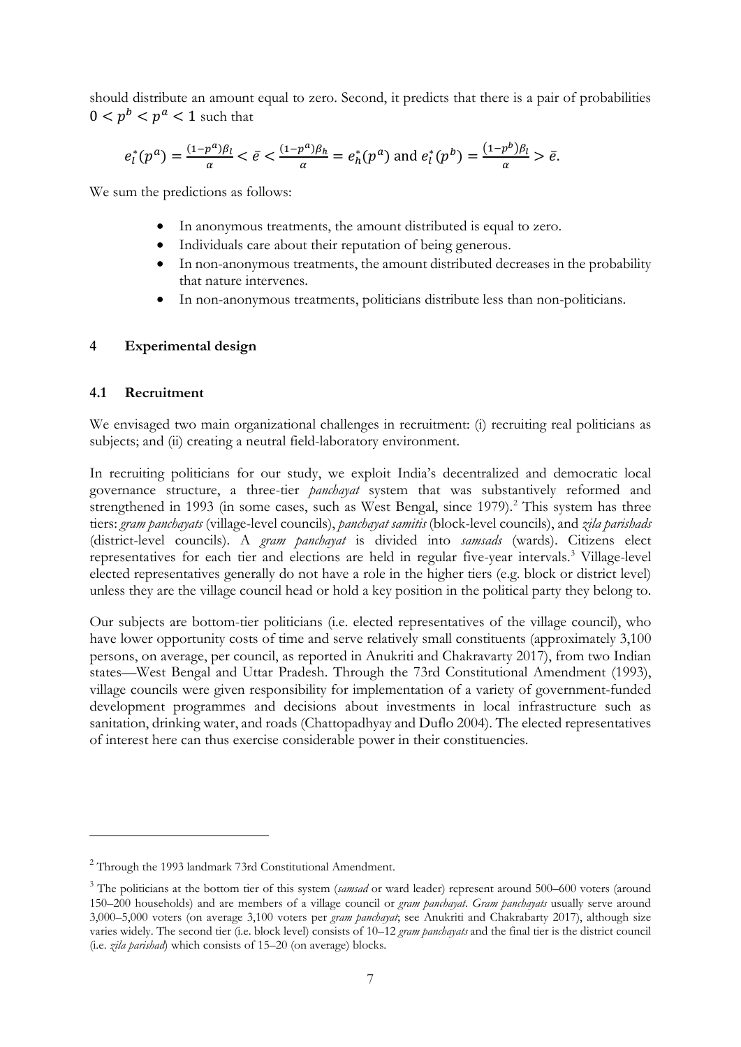should distribute an amount equal to zero. Second, it predicts that there is a pair of probabilities $0 < p^b < p^a < 1$ such that

$$e_l^*(p^a) = \frac{(1-p^a)\beta_l}{\alpha} < \bar{e} < \frac{(1-p^a)\beta_h}{\alpha} = e_h^*(p^a) \text{ and } e_l^*(p^b) = \frac{(1-p^b)\beta_l}{\alpha} > \bar{e}.$$

We sum the predictions as follows:

- In anonymous treatments, the amount distributed is equal to zero.
- Individuals care about their reputation of being generous.
- In non-anonymous treatments, the amount distributed decreases in the probability that nature intervenes.
- In non-anonymous treatments, politicians distribute less than non-politicians.

## 4 Experimental design

### 4.1 Recruitment

We envisaged two main organizational challenges in recruitment: (i) recruiting real politicians as subjects; and (ii) creating a neutral field-laboratory environment.

In recruiting politicians for our study, we exploit India's decentralized and democratic local governance structure, a three-tier *panchayat* system that was substantively reformed and strengthened in 1993 (in some cases, such as West Bengal, since 1979).[2] This system has three tiers: *gram panchayats* (village-level councils), *panchayat samitis* (block-level councils), and *zila parishads* (district-level councils). A *gram panchayat* is divided into *samsads* (wards). Citizens elect representatives for each tier and elections are held in regular five-year intervals.[3] Village-level elected representatives generally do not have a role in the higher tiers (e.g. block or district level) unless they are the village council head or hold a key position in the political party they belong to.

Our subjects are bottom-tier politicians (i.e. elected representatives of the village council), who have lower opportunity costs of time and serve relatively small constituents (approximately 3,100 persons, on average, per council, as reported in Anukriti and Chakravarty 2017), from two Indian states—West Bengal and Uttar Pradesh. Through the 73rd Constitutional Amendment (1993), village councils were given responsibility for implementation of a variety of government-funded development programmes and decisions about investments in local infrastructure such as sanitation, drinking water, and roads (Chattopadhyay and Duflo 2004). The elected representatives of interest here can thus exercise considerable power in their constituencies.

---

[2] Through the 1993 landmark 73rd Constitutional Amendment.

[3] The politicians at the bottom tier of this system (*samsad* or ward leader) represent around 500–600 voters (around 150–200 households) and are members of a village council or *gram panchayat*. *Gram panchayats* usually serve around 3,000–5,000 voters (on average 3,100 voters per *gram panchayat*; see Anukriti and Chakrabarty 2017), although size varies widely. The second tier (i.e. block level) consists of 10–12 *gram panchayats* and the final tier is the district council (i.e. *zila parishad*) which consists of 15–20 (on average) blocks.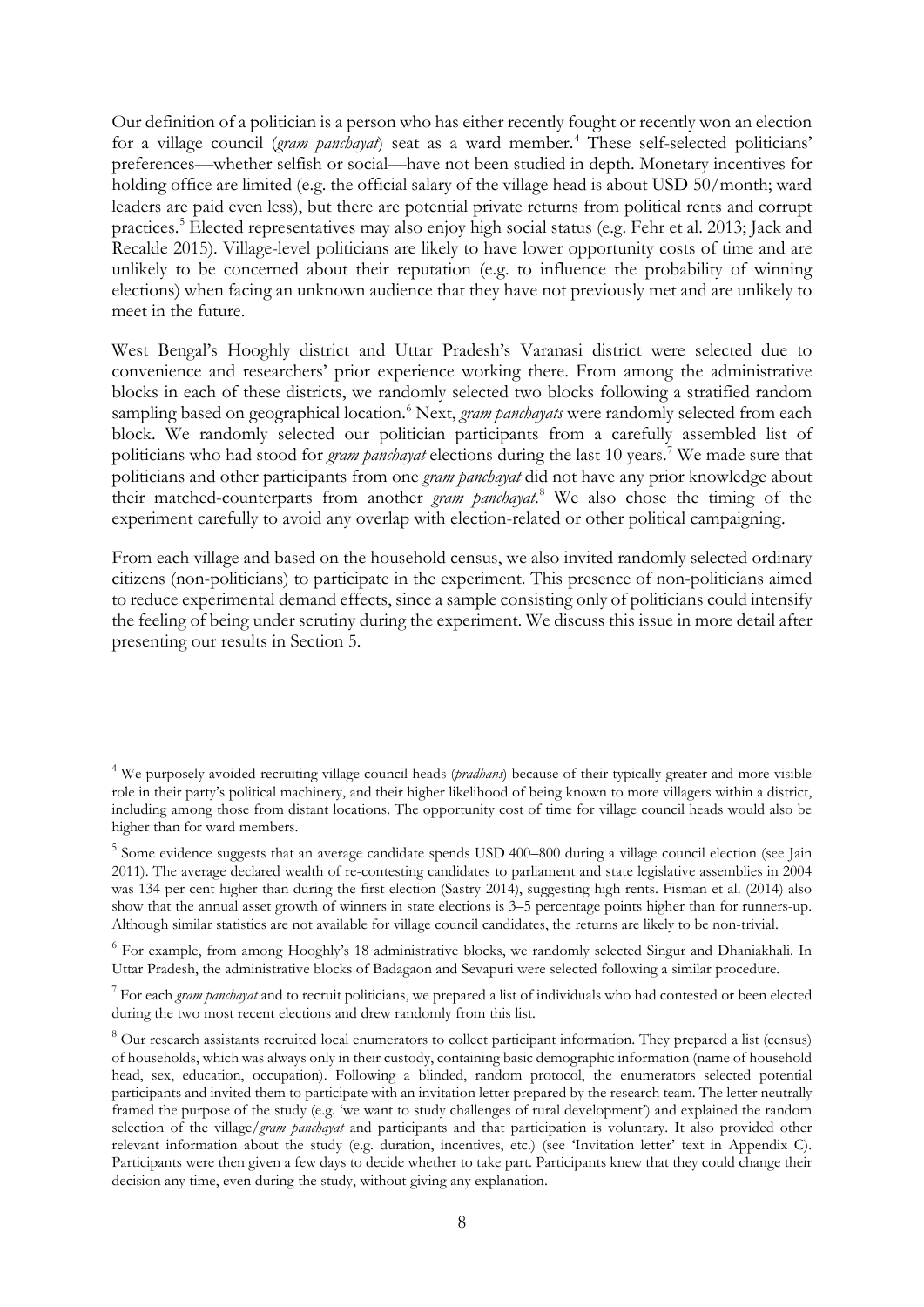Our definition of a politician is a person who has either recently fought or recently won an election for a village council (*gram panchayat*) seat as a ward member.[4] These self-selected politicians' preferences—whether selfish or social—have not been studied in depth. Monetary incentives for holding office are limited (e.g. the official salary of the village head is about USD 50/month; ward leaders are paid even less), but there are potential private returns from political rents and corrupt practices.[5] Elected representatives may also enjoy high social status (e.g. Fehr et al. 2013; Jack and Recalde 2015). Village-level politicians are likely to have lower opportunity costs of time and are unlikely to be concerned about their reputation (e.g. to influence the probability of winning elections) when facing an unknown audience that they have not previously met and are unlikely to meet in the future.

West Bengal's Hooghly district and Uttar Pradesh's Varanasi district were selected due to convenience and researchers' prior experience working there. From among the administrative blocks in each of these districts, we randomly selected two blocks following a stratified random sampling based on geographical location.[6] Next, *gram panchayats* were randomly selected from each block. We randomly selected our politician participants from a carefully assembled list of politicians who had stood for *gram panchayat* elections during the last 10 years.[7] We made sure that politicians and other participants from one *gram panchayat* did not have any prior knowledge about their matched-counterparts from another *gram panchayat*.[8] We also chose the timing of the experiment carefully to avoid any overlap with election-related or other political campaigning.

From each village and based on the household census, we also invited randomly selected ordinary citizens (non-politicians) to participate in the experiment. This presence of non-politicians aimed to reduce experimental demand effects, since a sample consisting only of politicians could intensify the feeling of being under scrutiny during the experiment. We discuss this issue in more detail after presenting our results in Section 5.

---

[4] We purposely avoided recruiting village council heads (*pradhans*) because of their typically greater and more visible role in their party's political machinery, and their higher likelihood of being known to more villagers within a district, including among those from distant locations. The opportunity cost of time for village council heads would also be higher than for ward members.

[5] Some evidence suggests that an average candidate spends USD 400–800 during a village council election (see Jain 2011). The average declared wealth of re-contesting candidates to parliament and state legislative assemblies in 2004 was 134 per cent higher than during the first election (Sastry 2014), suggesting high rents. Fisman et al. (2014) also show that the annual asset growth of winners in state elections is 3–5 percentage points higher than for runners-up. Although similar statistics are not available for village council candidates, the returns are likely to be non-trivial.

[6] For example, from among Hooghly's 18 administrative blocks, we randomly selected Singur and Dhaniakhali. In Uttar Pradesh, the administrative blocks of Badagaon and Sevapuri were selected following a similar procedure.

[7] For each *gram panchayat* and to recruit politicians, we prepared a list of individuals who had contested or been elected during the two most recent elections and drew randomly from this list.

[8] Our research assistants recruited local enumerators to collect participant information. They prepared a list (census) of households, which was always only in their custody, containing basic demographic information (name of household head, sex, education, occupation). Following a blinded, random protocol, the enumerators selected potential participants and invited them to participate with an invitation letter prepared by the research team. The letter neutrally framed the purpose of the study (e.g. 'we want to study challenges of rural development') and explained the random selection of the village/*gram panchayat* and participants and that participation is voluntary. It also provided other relevant information about the study (e.g. duration, incentives, etc.) (see 'Invitation letter' text in Appendix C). Participants were then given a few days to decide whether to take part. Participants knew that they could change their decision any time, even during the study, without giving any explanation.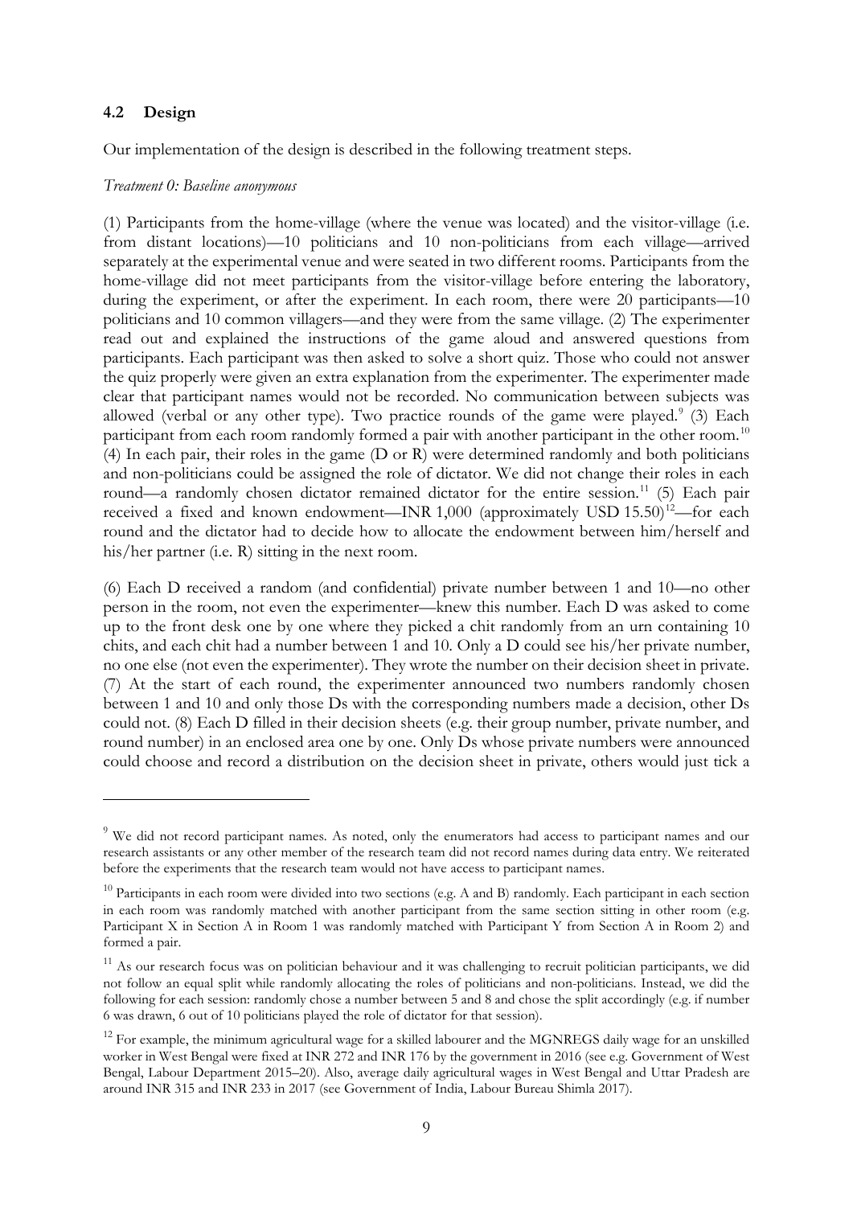## 4.2 Design

Our implementation of the design is described in the following treatment steps.

*Treatment 0: Baseline anonymous*

(1) Participants from the home-village (where the venue was located) and the visitor-village (i.e. from distant locations)—10 politicians and 10 non-politicians from each village—arrived separately at the experimental venue and were seated in two different rooms. Participants from the home-village did not meet participants from the visitor-village before entering the laboratory, during the experiment, or after the experiment. In each room, there were 20 participants—10 politicians and 10 common villagers—and they were from the same village. (2) The experimenter read out and explained the instructions of the game aloud and answered questions from participants. Each participant was then asked to solve a short quiz. Those who could not answer the quiz properly were given an extra explanation from the experimenter. The experimenter made clear that participant names would not be recorded. No communication between subjects was allowed (verbal or any other type). Two practice rounds of the game were played.[9] (3) Each participant from each room randomly formed a pair with another participant in the other room.[10] (4) In each pair, their roles in the game (D or R) were determined randomly and both politicians and non-politicians could be assigned the role of dictator. We did not change their roles in each round—a randomly chosen dictator remained dictator for the entire session.[11] (5) Each pair received a fixed and known endowment—INR 1,000 (approximately USD 15.50)[12]—for each round and the dictator had to decide how to allocate the endowment between him/herself and his/her partner (i.e. R) sitting in the next room.

(6) Each D received a random (and confidential) private number between 1 and 10—no other person in the room, not even the experimenter—knew this number. Each D was asked to come up to the front desk one by one where they picked a chit randomly from an urn containing 10 chits, and each chit had a number between 1 and 10. Only a D could see his/her private number, no one else (not even the experimenter). They wrote the number on their decision sheet in private. (7) At the start of each round, the experimenter announced two numbers randomly chosen between 1 and 10 and only those Ds with the corresponding numbers made a decision, other Ds could not. (8) Each D filled in their decision sheets (e.g. their group number, private number, and round number) in an enclosed area one by one. Only Ds whose private numbers were announced could choose and record a distribution on the decision sheet in private, others would just tick a

---

[9] We did not record participant names. As noted, only the enumerators had access to participant names and our research assistants or any other member of the research team did not record names during data entry. We reiterated before the experiments that the research team would not have access to participant names.

[10] Participants in each room were divided into two sections (e.g. A and B) randomly. Each participant in each section in each room was randomly matched with another participant from the same section sitting in other room (e.g. Participant X in Section A in Room 1 was randomly matched with Participant Y from Section A in Room 2) and formed a pair.

[11] As our research focus was on politician behaviour and it was challenging to recruit politician participants, we did not follow an equal split while randomly allocating the roles of politicians and non-politicians. Instead, we did the following for each session: randomly chose a number between 5 and 8 and chose the split accordingly (e.g. if number 6 was drawn, 6 out of 10 politicians played the role of dictator for that session).

[12] For example, the minimum agricultural wage for a skilled labourer and the MGNREGS daily wage for an unskilled worker in West Bengal were fixed at INR 272 and INR 176 by the government in 2016 (see e.g. Government of West Bengal, Labour Department 2015–20). Also, average daily agricultural wages in West Bengal and Uttar Pradesh are around INR 315 and INR 233 in 2017 (see Government of India, Labour Bureau Shimla 2017).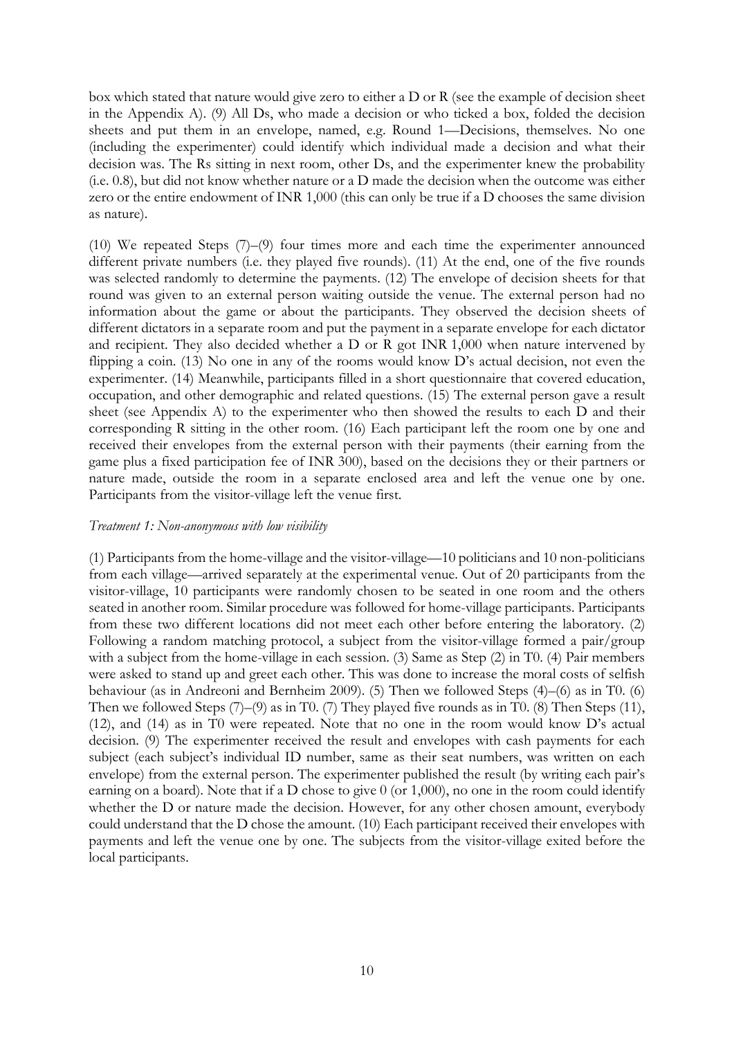box which stated that nature would give zero to either a D or R (see the example of decision sheet in the Appendix A). (9) All Ds, who made a decision or who ticked a box, folded the decision sheets and put them in an envelope, named, e.g. Round 1—Decisions, themselves. No one (including the experimenter) could identify which individual made a decision and what their decision was. The Rs sitting in next room, other Ds, and the experimenter knew the probability (i.e. 0.8), but did not know whether nature or a D made the decision when the outcome was either zero or the entire endowment of INR 1,000 (this can only be true if a D chooses the same division as nature).

(10) We repeated Steps (7)–(9) four times more and each time the experimenter announced different private numbers (i.e. they played five rounds). (11) At the end, one of the five rounds was selected randomly to determine the payments. (12) The envelope of decision sheets for that round was given to an external person waiting outside the venue. The external person had no information about the game or about the participants. They observed the decision sheets of different dictators in a separate room and put the payment in a separate envelope for each dictator and recipient. They also decided whether a D or R got INR 1,000 when nature intervened by flipping a coin. (13) No one in any of the rooms would know D's actual decision, not even the experimenter. (14) Meanwhile, participants filled in a short questionnaire that covered education, occupation, and other demographic and related questions. (15) The external person gave a result sheet (see Appendix A) to the experimenter who then showed the results to each D and their corresponding R sitting in the other room. (16) Each participant left the room one by one and received their envelopes from the external person with their payments (their earning from the game plus a fixed participation fee of INR 300), based on the decisions they or their partners or nature made, outside the room in a separate enclosed area and left the venue one by one. Participants from the visitor-village left the venue first.

*Treatment 1: Non-anonymous with low visibility*

(1) Participants from the home-village and the visitor-village—10 politicians and 10 non-politicians from each village—arrived separately at the experimental venue. Out of 20 participants from the visitor-village, 10 participants were randomly chosen to be seated in one room and the others seated in another room. Similar procedure was followed for home-village participants. Participants from these two different locations did not meet each other before entering the laboratory. (2) Following a random matching protocol, a subject from the visitor-village formed a pair/group with a subject from the home-village in each session. (3) Same as Step (2) in T0. (4) Pair members were asked to stand up and greet each other. This was done to increase the moral costs of selfish behaviour (as in Andreoni and Bernheim 2009). (5) Then we followed Steps (4)–(6) as in T0. (6) Then we followed Steps (7)–(9) as in T0. (7) They played five rounds as in T0. (8) Then Steps (11), (12), and (14) as in T0 were repeated. Note that no one in the room would know D's actual decision. (9) The experimenter received the result and envelopes with cash payments for each subject (each subject's individual ID number, same as their seat numbers, was written on each envelope) from the external person. The experimenter published the result (by writing each pair's earning on a board). Note that if a D chose to give 0 (or 1,000), no one in the room could identify whether the D or nature made the decision. However, for any other chosen amount, everybody could understand that the D chose the amount. (10) Each participant received their envelopes with payments and left the venue one by one. The subjects from the visitor-village exited before the local participants.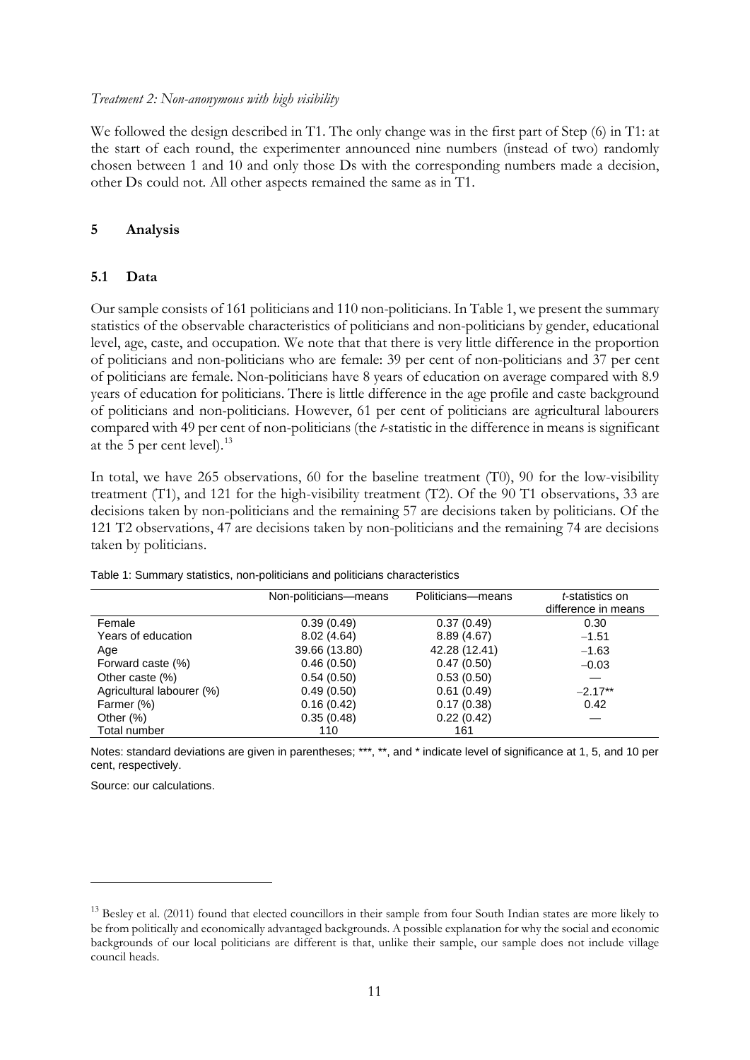*Treatment 2: Non-anonymous with high visibility*

We followed the design described in T1. The only change was in the first part of Step (6) in T1: at the start of each round, the experimenter announced nine numbers (instead of two) randomly chosen between 1 and 10 and only those Ds with the corresponding numbers made a decision, other Ds could not. All other aspects remained the same as in T1.

## 5 Analysis

### 5.1 Data

Our sample consists of 161 politicians and 110 non-politicians. In Table 1, we present the summary statistics of the observable characteristics of politicians and non-politicians by gender, educational level, age, caste, and occupation. We note that that there is very little difference in the proportion of politicians and non-politicians who are female: 39 per cent of non-politicians and 37 per cent of politicians are female. Non-politicians have 8 years of education on average compared with 8.9 years of education for politicians. There is little difference in the age profile and caste background of politicians and non-politicians. However, 61 per cent of politicians are agricultural labourers compared with 49 per cent of non-politicians (the *t*-statistic in the difference in means is significant at the 5 per cent level).[13]

In total, we have 265 observations, 60 for the baseline treatment (T0), 90 for the low-visibility treatment (T1), and 121 for the high-visibility treatment (T2). Of the 90 T1 observations, 33 are decisions taken by non-politicians and the remaining 57 are decisions taken by politicians. Of the 121 T2 observations, 47 are decisions taken by non-politicians and the remaining 74 are decisions taken by politicians.

Table 1: Summary statistics, non-politicians and politicians characteristics

| | Non-politicians—means | Politicians—means | *t*-statistics on difference in means |
|---|---|---|---|
| Female | 0.39 (0.49) | 0.37 (0.49) | 0.30 |
| Years of education | 8.02 (4.64) | 8.89 (4.67) | −1.51 |
| Age | 39.66 (13.80) | 42.28 (12.41) | −1.63 |
| Forward caste (%) | 0.46 (0.50) | 0.47 (0.50) | −0.03 |
| Other caste (%) | 0.54 (0.50) | 0.53 (0.50) | — |
| Agricultural labourer (%) | 0.49 (0.50) | 0.61 (0.49) | −2.17** |
| Farmer (%) | 0.16 (0.42) | 0.17 (0.38) | 0.42 |
| Other (%) | 0.35 (0.48) | 0.22 (0.42) | — |
| Total number | 110 | 161 | |

Notes: standard deviations are given in parentheses; ***, **, and * indicate level of significance at 1, 5, and 10 per cent, respectively.

Source: our calculations.

[13] Besley et al. (2011) found that elected councillors in their sample from four South Indian states are more likely to be from politically and economically advantaged backgrounds. A possible explanation for why the social and economic backgrounds of our local politicians are different is that, unlike their sample, our sample does not include village council heads.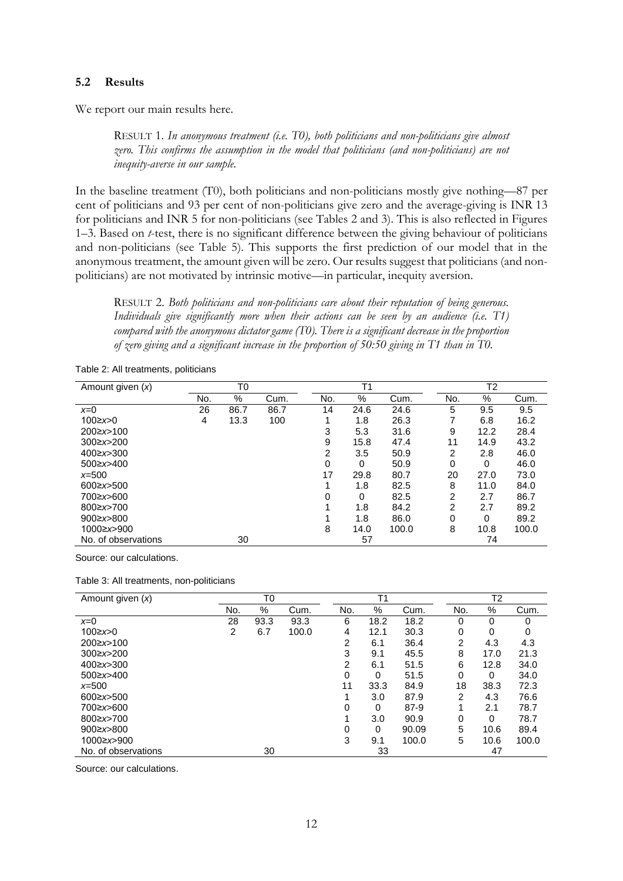### 5.2 Results

We report our main results here.

> RESULT 1. *In anonymous treatment (i.e. T0), both politicians and non-politicians give almost zero. This confirms the assumption in the model that politicians (and non-politicians) are not inequity-averse in our sample.*

In the baseline treatment (T0), both politicians and non-politicians mostly give nothing—87 per cent of politicians and 93 per cent of non-politicians give zero and the average-giving is INR 13 for politicians and INR 5 for non-politicians (see Tables 2 and 3). This is also reflected in Figures 1–3. Based on *t*-test, there is no significant difference between the giving behaviour of politicians and non-politicians (see Table 5). This supports the first prediction of our model that in the anonymous treatment, the amount given will be zero. Our results suggest that politicians (and non-politicians) are not motivated by intrinsic motive—in particular, inequity aversion.

> RESULT 2. *Both politicians and non-politicians care about their reputation of being generous. Individuals give significantly more when their actions can be seen by an audience (i.e. T1) compared with the anonymous dictator game (T0). There is a significant decrease in the proportion of zero giving and a significant increase in the proportion of 50:50 giving in T1 than in T0.*

Table 2: All treatments, politicians

| Amount given ($x$) | T0 | | | T1 | | | T2 | | |
|---|---|---|---|---|---|---|---|---|---|
| | No. | % | Cum. | No. | % | Cum. | No. | % | Cum. |
| $x$=0 | 26 | 86.7 | 86.7 | 14 | 24.6 | 24.6 | 5 | 9.5 | 9.5 |
| 100≥$x$>0 | 4 | 13.3 | 100 | 1 | 1.8 | 26.3 | 7 | 6.8 | 16.2 |
| 200≥$x$>100 | | | | 3 | 5.3 | 31.6 | 9 | 12.2 | 28.4 |
| 300≥$x$>200 | | | | 9 | 15.8 | 47.4 | 11 | 14.9 | 43.2 |
| 400≥$x$>300 | | | | 2 | 3.5 | 50.9 | 2 | 2.8 | 46.0 |
| 500≥$x$>400 | | | | 0 | 0 | 50.9 | 0 | 0 | 46.0 |
| $x$=500 | | | | 17 | 29.8 | 80.7 | 20 | 27.0 | 73.0 |
| 600≥$x$>500 | | | | 1 | 1.8 | 82.5 | 8 | 11.0 | 84.0 |
| 700≥$x$>600 | | | | 0 | 0 | 82.5 | 2 | 2.7 | 86.7 |
| 800≥$x$>700 | | | | 1 | 1.8 | 84.2 | 2 | 2.7 | 89.2 |
| 900≥$x$>800 | | | | 1 | 1.8 | 86.0 | 0 | 0 | 89.2 |
| 1000≥$x$>900 | | | | 8 | 14.0 | 100.0 | 8 | 10.8 | 100.0 |
| No. of observations | | 30 | | | 57 | | | 74 | |

Source: our calculations.

Table 3: All treatments, non-politicians

| Amount given ($x$) | T0 | | | T1 | | | T2 | | |
|---|---|---|---|---|---|---|---|---|---|
| | No. | % | Cum. | No. | % | Cum. | No. | % | Cum. |
| $x$=0 | 28 | 93.3 | 93.3 | 6 | 18.2 | 18.2 | 0 | 0 | 0 |
| 100≥$x$>0 | 2 | 6.7 | 100.0 | 4 | 12.1 | 30.3 | 0 | 0 | 0 |
| 200≥$x$>100 | | | | 2 | 6.1 | 36.4 | 2 | 4.3 | 4.3 |
| 300≥$x$>200 | | | | 3 | 9.1 | 45.5 | 8 | 17.0 | 21.3 |
| 400≥$x$>300 | | | | 2 | 6.1 | 51.5 | 6 | 12.8 | 34.0 |
| 500≥$x$>400 | | | | 0 | 0 | 51.5 | 0 | 0 | 34.0 |
| $x$=500 | | | | 11 | 33.3 | 84.9 | 18 | 38.3 | 72.3 |
| 600≥$x$>500 | | | | 1 | 3.0 | 87.9 | 2 | 4.3 | 76.6 |
| 700≥$x$>600 | | | | 0 | 0 | 87-9 | 1 | 2.1 | 78.7 |
| 800≥$x$>700 | | | | 1 | 3.0 | 90.9 | 0 | 0 | 78.7 |
| 900≥$x$>800 | | | | 0 | 0 | 90.09 | 5 | 10.6 | 89.4 |
| 1000≥$x$>900 | | | | 3 | 9.1 | 100.0 | 5 | 10.6 | 100.0 |
| No. of observations | | 30 | | | 33 | | | 47 | |

Source: our calculations.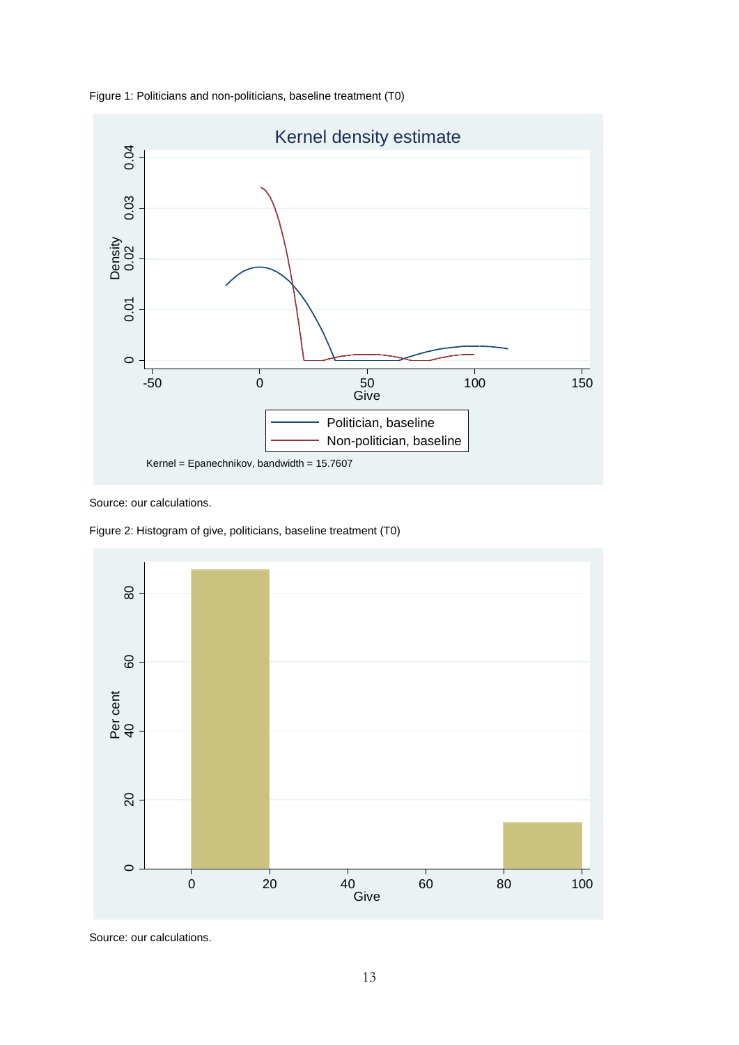Figure 1: Politicians and non-politicians, baseline treatment (T0)

Source: our calculations.

Figure 2: Histogram of give, politicians, baseline treatment (T0)

Source: our calculations.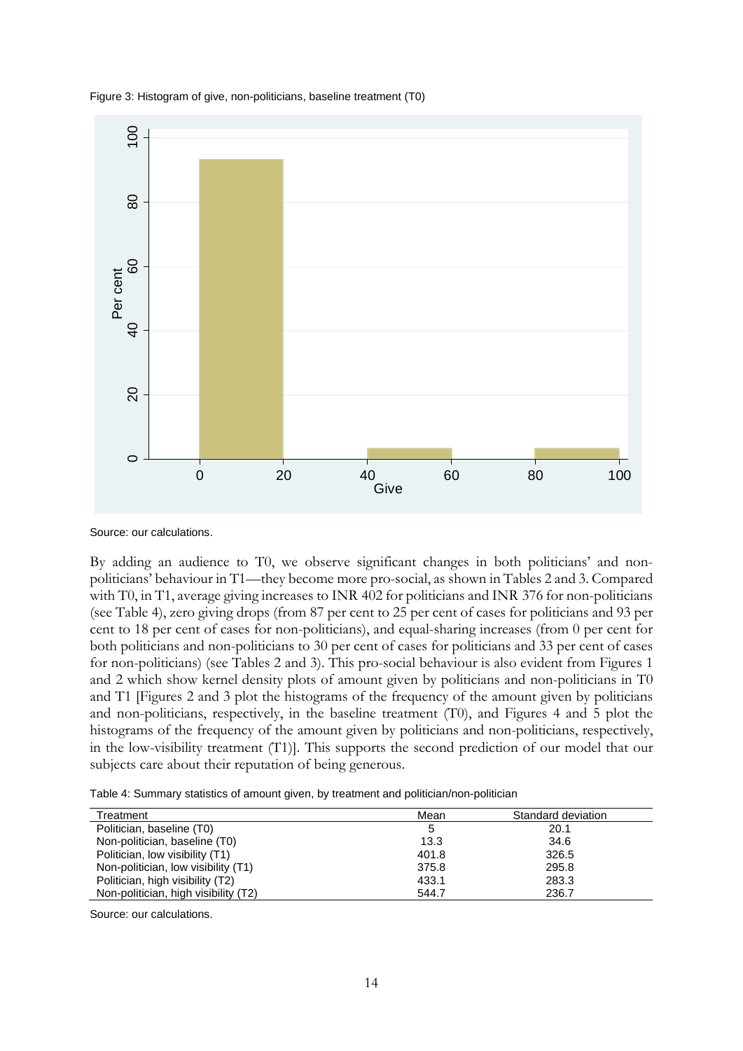Figure 3: Histogram of give, non-politicians, baseline treatment (T0)

Source: our calculations.

By adding an audience to T0, we observe significant changes in both politicians' and non-politicians' behaviour in T1—they become more pro-social, as shown in Tables 2 and 3. Compared with T0, in T1, average giving increases to INR 402 for politicians and INR 376 for non-politicians (see Table 4), zero giving drops (from 87 per cent to 25 per cent of cases for politicians and 93 per cent to 18 per cent of cases for non-politicians), and equal-sharing increases (from 0 per cent for both politicians and non-politicians to 30 per cent of cases for politicians and 33 per cent of cases for non-politicians) (see Tables 2 and 3). This pro-social behaviour is also evident from Figures 1 and 2 which show kernel density plots of amount given by politicians and non-politicians in T0 and T1 [Figures 2 and 3 plot the histograms of the frequency of the amount given by politicians and non-politicians, respectively, in the baseline treatment (T0), and Figures 4 and 5 plot the histograms of the frequency of the amount given by politicians and non-politicians, respectively, in the low-visibility treatment (T1)]. This supports the second prediction of our model that our subjects care about their reputation of being generous.

Table 4: Summary statistics of amount given, by treatment and politician/non-politician

| Treatment | Mean | Standard deviation |
|---|---|---|
| Politician, baseline (T0) | 5 | 20.1 |
| Non-politician, baseline (T0) | 13.3 | 34.6 |
| Politician, low visibility (T1) | 401.8 | 326.5 |
| Non-politician, low visibility (T1) | 375.8 | 295.8 |
| Politician, high visibility (T2) | 433.1 | 283.3 |
| Non-politician, high visibility (T2) | 544.7 | 236.7 |

Source: our calculations.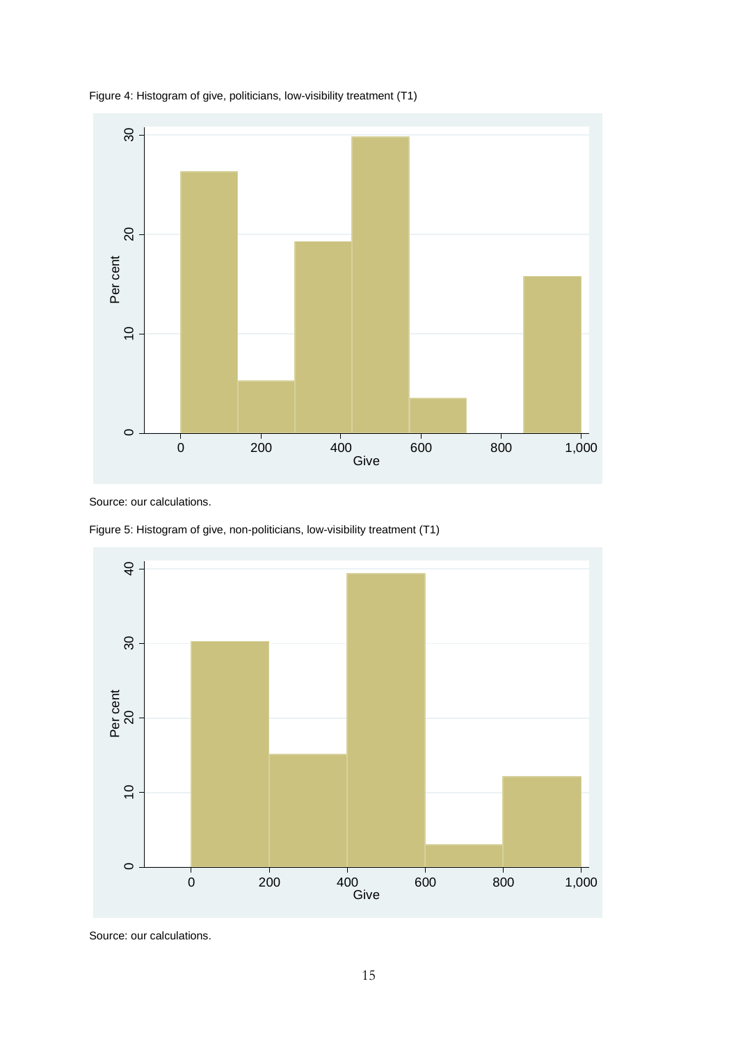Figure 4: Histogram of give, politicians, low-visibility treatment (T1)

Source: our calculations.

Figure 5: Histogram of give, non-politicians, low-visibility treatment (T1)

Source: our calculations.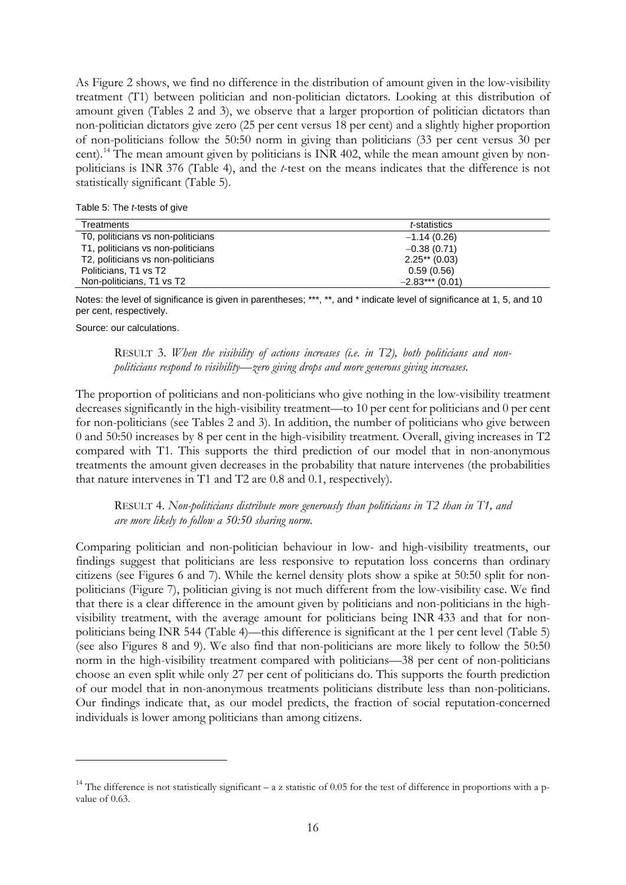As Figure 2 shows, we find no difference in the distribution of amount given in the low-visibility treatment (T1) between politician and non-politician dictators. Looking at this distribution of amount given (Tables 2 and 3), we observe that a larger proportion of politician dictators than non-politician dictators give zero (25 per cent versus 18 per cent) and a slightly higher proportion of non-politicians follow the 50:50 norm in giving than politicians (33 per cent versus 30 per cent).[14] The mean amount given by politicians is INR 402, while the mean amount given by non-politicians is INR 376 (Table 4), and the *t*-test on the means indicates that the difference is not statistically significant (Table 5).

Table 5: The *t*-tests of give

| Treatments | *t*-statistics |
|---|---|
| T0, politicians vs non-politicians | −1.14 (0.26) |
| T1, politicians vs non-politicians | −0.38 (0.71) |
| T2, politicians vs non-politicians | 2.25** (0.03) |
| Politicians, T1 vs T2 | 0.59 (0.56) |
| Non-politicians, T1 vs T2 | −2.83*** (0.01) |

Notes: the level of significance is given in parentheses; ***, **, and * indicate level of significance at 1, 5, and 10 per cent, respectively.

Source: our calculations.

> RESULT 3. *When the visibility of actions increases (i.e. in T2), both politicians and non-politicians respond to visibility—zero giving drops and more generous giving increases.*

The proportion of politicians and non-politicians who give nothing in the low-visibility treatment decreases significantly in the high-visibility treatment—to 10 per cent for politicians and 0 per cent for non-politicians (see Tables 2 and 3). In addition, the number of politicians who give between 0 and 50:50 increases by 8 per cent in the high-visibility treatment. Overall, giving increases in T2 compared with T1. This supports the third prediction of our model that in non-anonymous treatments the amount given decreases in the probability that nature intervenes (the probabilities that nature intervenes in T1 and T2 are 0.8 and 0.1, respectively).

> RESULT 4. *Non-politicians distribute more generously than politicians in T2 than in T1, and are more likely to follow a 50:50 sharing norm.*

Comparing politician and non-politician behaviour in low- and high-visibility treatments, our findings suggest that politicians are less responsive to reputation loss concerns than ordinary citizens (see Figures 6 and 7). While the kernel density plots show a spike at 50:50 split for non-politicians (Figure 7), politician giving is not much different from the low-visibility case. We find that there is a clear difference in the amount given by politicians and non-politicians in the high-visibility treatment, with the average amount for politicians being INR 433 and that for non-politicians being INR 544 (Table 4)—this difference is significant at the 1 per cent level (Table 5) (see also Figures 8 and 9). We also find that non-politicians are more likely to follow the 50:50 norm in the high-visibility treatment compared with politicians—38 per cent of non-politicians choose an even split while only 27 per cent of politicians do. This supports the fourth prediction of our model that in non-anonymous treatments politicians distribute less than non-politicians. Our findings indicate that, as our model predicts, the fraction of social reputation-concerned individuals is lower among politicians than among citizens.

[14] The difference is not statistically significant – a z statistic of 0.05 for the test of difference in proportions with a p-value of 0.63.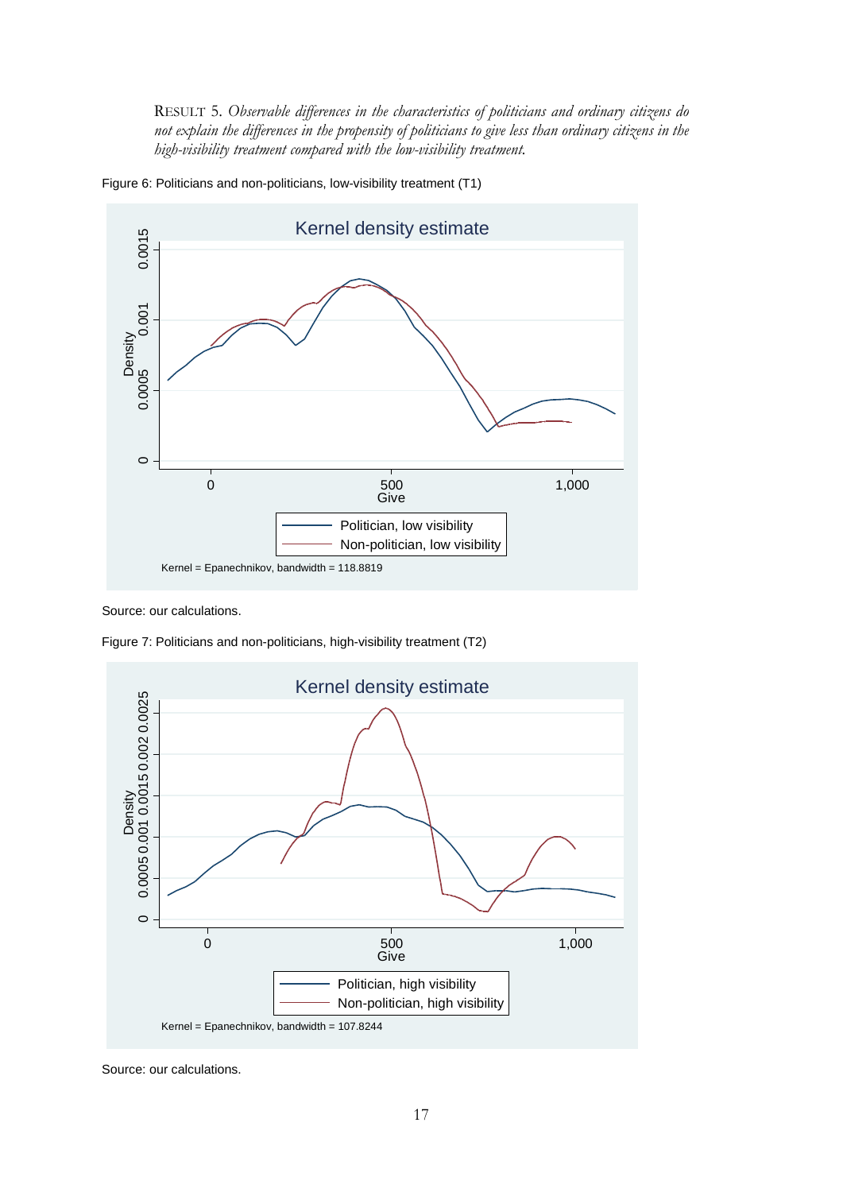RESULT 5. *Observable differences in the characteristics of politicians and ordinary citizens do not explain the differences in the propensity of politicians to give less than ordinary citizens in the high-visibility treatment compared with the low-visibility treatment.*

Figure 6: Politicians and non-politicians, low-visibility treatment (T1)

Source: our calculations.

Figure 7: Politicians and non-politicians, high-visibility treatment (T2)

Source: our calculations.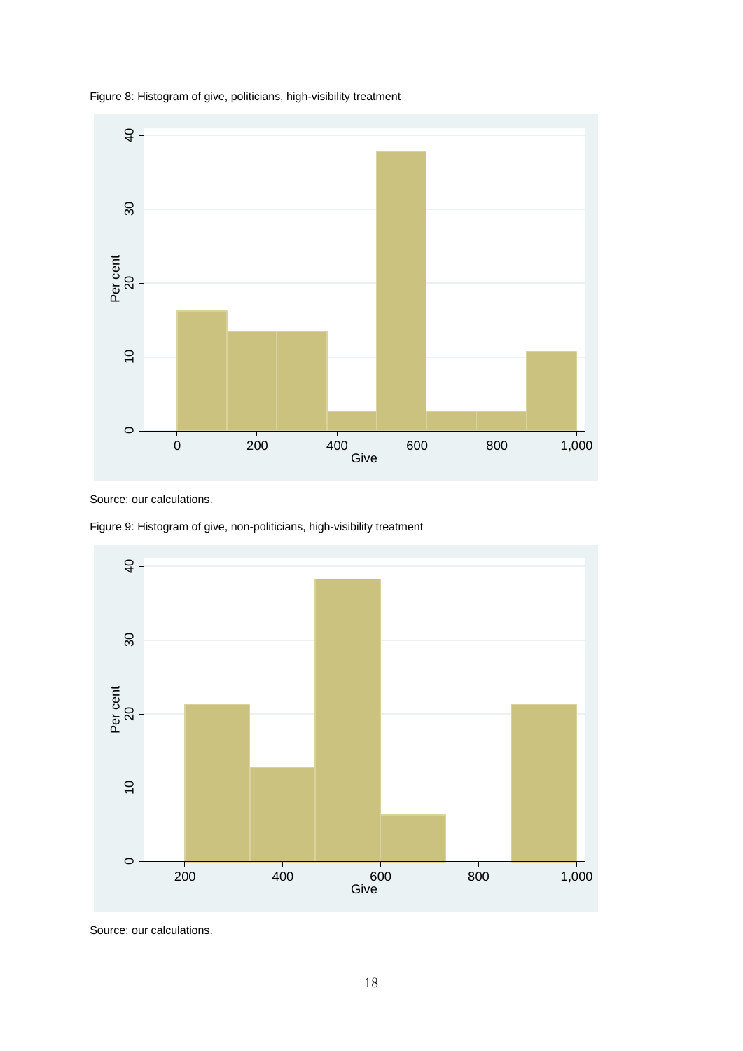Figure 8: Histogram of give, politicians, high-visibility treatment

Source: our calculations.

Figure 9: Histogram of give, non-politicians, high-visibility treatment

Source: our calculations.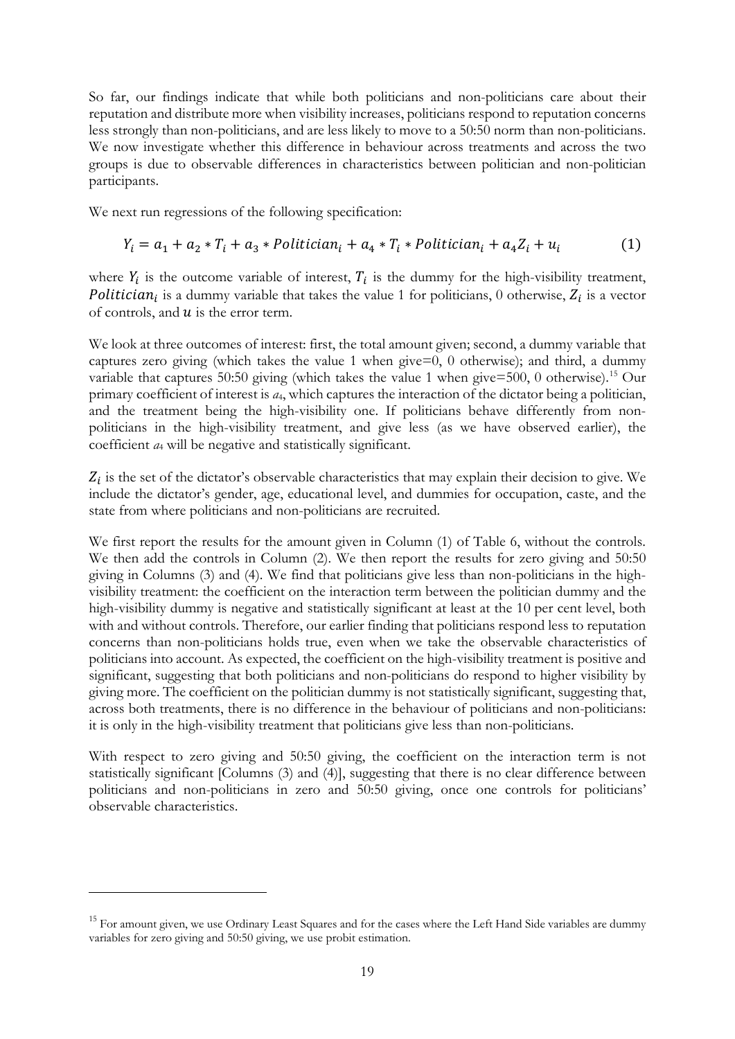So far, our findings indicate that while both politicians and non-politicians care about their reputation and distribute more when visibility increases, politicians respond to reputation concerns less strongly than non-politicians, and are less likely to move to a 50:50 norm than non-politicians. We now investigate whether this difference in behaviour across treatments and across the two groups is due to observable differences in characteristics between politician and non-politician participants.

We next run regressions of the following specification:

$$Y_i = a_1 + a_2 * T_i + a_3 * Politician_i + a_4 * T_i * Politician_i + a_4 Z_i + u_i \qquad (1)$$

where $Y_i$ is the outcome variable of interest, $T_i$ is the dummy for the high-visibility treatment, $Politician_i$ is a dummy variable that takes the value 1 for politicians, 0 otherwise, $Z_i$ is a vector of controls, and $u$ is the error term.

We look at three outcomes of interest: first, the total amount given; second, a dummy variable that captures zero giving (which takes the value 1 when give=0, 0 otherwise); and third, a dummy variable that captures 50:50 giving (which takes the value 1 when give=500, 0 otherwise).[15] Our primary coefficient of interest is $a_4$, which captures the interaction of the dictator being a politician, and the treatment being the high-visibility one. If politicians behave differently from non-politicians in the high-visibility treatment, and give less (as we have observed earlier), the coefficient $a_4$ will be negative and statistically significant.

$Z_i$ is the set of the dictator's observable characteristics that may explain their decision to give. We include the dictator's gender, age, educational level, and dummies for occupation, caste, and the state from where politicians and non-politicians are recruited.

We first report the results for the amount given in Column (1) of Table 6, without the controls. We then add the controls in Column (2). We then report the results for zero giving and 50:50 giving in Columns (3) and (4). We find that politicians give less than non-politicians in the high-visibility treatment: the coefficient on the interaction term between the politician dummy and the high-visibility dummy is negative and statistically significant at least at the 10 per cent level, both with and without controls. Therefore, our earlier finding that politicians respond less to reputation concerns than non-politicians holds true, even when we take the observable characteristics of politicians into account. As expected, the coefficient on the high-visibility treatment is positive and significant, suggesting that both politicians and non-politicians do respond to higher visibility by giving more. The coefficient on the politician dummy is not statistically significant, suggesting that, across both treatments, there is no difference in the behaviour of politicians and non-politicians: it is only in the high-visibility treatment that politicians give less than non-politicians.

With respect to zero giving and 50:50 giving, the coefficient on the interaction term is not statistically significant [Columns (3) and (4)], suggesting that there is no clear difference between politicians and non-politicians in zero and 50:50 giving, once one controls for politicians' observable characteristics.

---

[15] For amount given, we use Ordinary Least Squares and for the cases where the Left Hand Side variables are dummy variables for zero giving and 50:50 giving, we use probit estimation.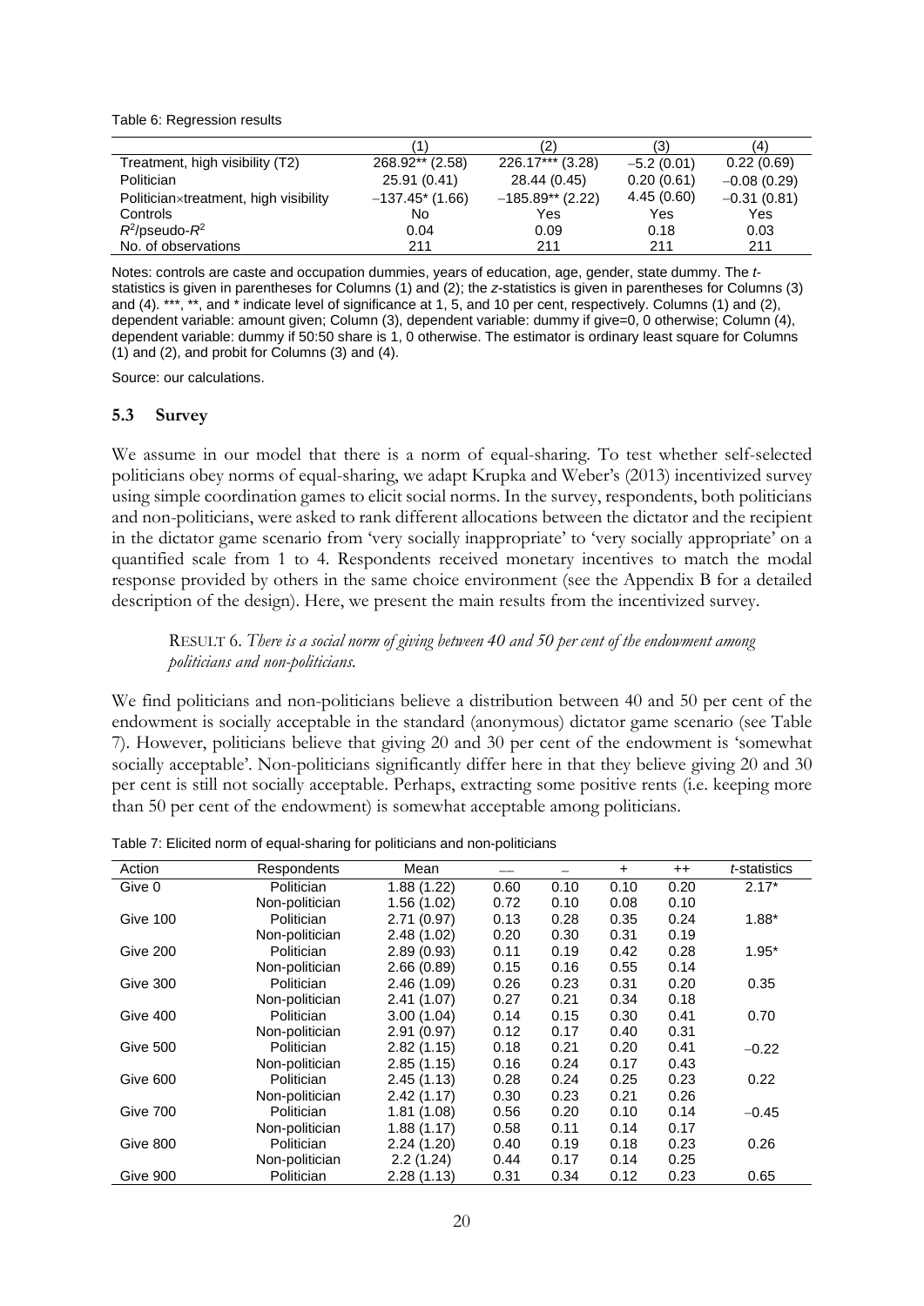Table 6: Regression results

| | (1) | (2) | (3) | (4) |
|---|---|---|---|---|
| Treatment, high visibility (T2) | 268.92** (2.58) | 226.17*** (3.28) | −5.2 (0.01) | 0.22 (0.69) |
| Politician | 25.91 (0.41) | 28.44 (0.45) | 0.20 (0.61) | −0.08 (0.29) |
| Politician×treatment, high visibility | −137.45* (1.66) | −185.89** (2.22) | 4.45 (0.60) | −0.31 (0.81) |
| Controls | No | Yes | Yes | Yes |
| $R^2$/pseudo-$R^2$ | 0.04 | 0.09 | 0.18 | 0.03 |
| No. of observations | 211 | 211 | 211 | 211 |

Notes: controls are caste and occupation dummies, years of education, age, gender, state dummy. The *t*-statistics is given in parentheses for Columns (1) and (2); the *z*-statistics is given in parentheses for Columns (3) and (4). ***, **, and * indicate level of significance at 1, 5, and 10 per cent, respectively. Columns (1) and (2), dependent variable: amount given; Column (3), dependent variable: dummy if give=0, 0 otherwise; Column (4), dependent variable: dummy if 50:50 share is 1, 0 otherwise. The estimator is ordinary least square for Columns (1) and (2), and probit for Columns (3) and (4).

Source: our calculations.

### 5.3 Survey

We assume in our model that there is a norm of equal-sharing. To test whether self-selected politicians obey norms of equal-sharing, we adapt Krupka and Weber's (2013) incentivized survey using simple coordination games to elicit social norms. In the survey, respondents, both politicians and non-politicians, were asked to rank different allocations between the dictator and the recipient in the dictator game scenario from 'very socially inappropriate' to 'very socially appropriate' on a quantified scale from 1 to 4. Respondents received monetary incentives to match the modal response provided by others in the same choice environment (see the Appendix B for a detailed description of the design). Here, we present the main results from the incentivized survey.

> RESULT 6. *There is a social norm of giving between 40 and 50 per cent of the endowment among politicians and non-politicians.*

We find politicians and non-politicians believe a distribution between 40 and 50 per cent of the endowment is socially acceptable in the standard (anonymous) dictator game scenario (see Table 7). However, politicians believe that giving 20 and 30 per cent of the endowment is 'somewhat socially acceptable'. Non-politicians significantly differ here in that they believe giving 20 and 30 per cent is still not socially acceptable. Perhaps, extracting some positive rents (i.e. keeping more than 50 per cent of the endowment) is somewhat acceptable among politicians.

Table 7: Elicited norm of equal-sharing for politicians and non-politicians

| Action | Respondents | Mean | −− | − | + | ++ | *t*-statistics |
|---|---|---|---|---|---|---|---|
| Give 0 | Politician | 1.88 (1.22) | 0.60 | 0.10 | 0.10 | 0.20 | 2.17* |
| | Non-politician | 1.56 (1.02) | 0.72 | 0.10 | 0.08 | 0.10 | |
| Give 100 | Politician | 2.71 (0.97) | 0.13 | 0.28 | 0.35 | 0.24 | 1.88* |
| | Non-politician | 2.48 (1.02) | 0.20 | 0.30 | 0.31 | 0.19 | |
| Give 200 | Politician | 2.89 (0.93) | 0.11 | 0.19 | 0.42 | 0.28 | 1.95* |
| | Non-politician | 2.66 (0.89) | 0.15 | 0.16 | 0.55 | 0.14 | |
| Give 300 | Politician | 2.46 (1.09) | 0.26 | 0.23 | 0.31 | 0.20 | 0.35 |
| | Non-politician | 2.41 (1.07) | 0.27 | 0.21 | 0.34 | 0.18 | |
| Give 400 | Politician | 3.00 (1.04) | 0.14 | 0.15 | 0.30 | 0.41 | 0.70 |
| | Non-politician | 2.91 (0.97) | 0.12 | 0.17 | 0.40 | 0.31 | |
| Give 500 | Politician | 2.82 (1.15) | 0.18 | 0.21 | 0.20 | 0.41 | −0.22 |
| | Non-politician | 2.85 (1.15) | 0.16 | 0.24 | 0.17 | 0.43 | |
| Give 600 | Politician | 2.45 (1.13) | 0.28 | 0.24 | 0.25 | 0.23 | 0.22 |
| | Non-politician | 2.42 (1.17) | 0.30 | 0.23 | 0.21 | 0.26 | |
| Give 700 | Politician | 1.81 (1.08) | 0.56 | 0.20 | 0.10 | 0.14 | −0.45 |
| | Non-politician | 1.88 (1.17) | 0.58 | 0.11 | 0.14 | 0.17 | |
| Give 800 | Politician | 2.24 (1.20) | 0.40 | 0.19 | 0.18 | 0.23 | 0.26 |
| | Non-politician | 2.2 (1.24) | 0.44 | 0.17 | 0.14 | 0.25 | |
| Give 900 | Politician | 2.28 (1.13) | 0.31 | 0.34 | 0.12 | 0.23 | 0.65 |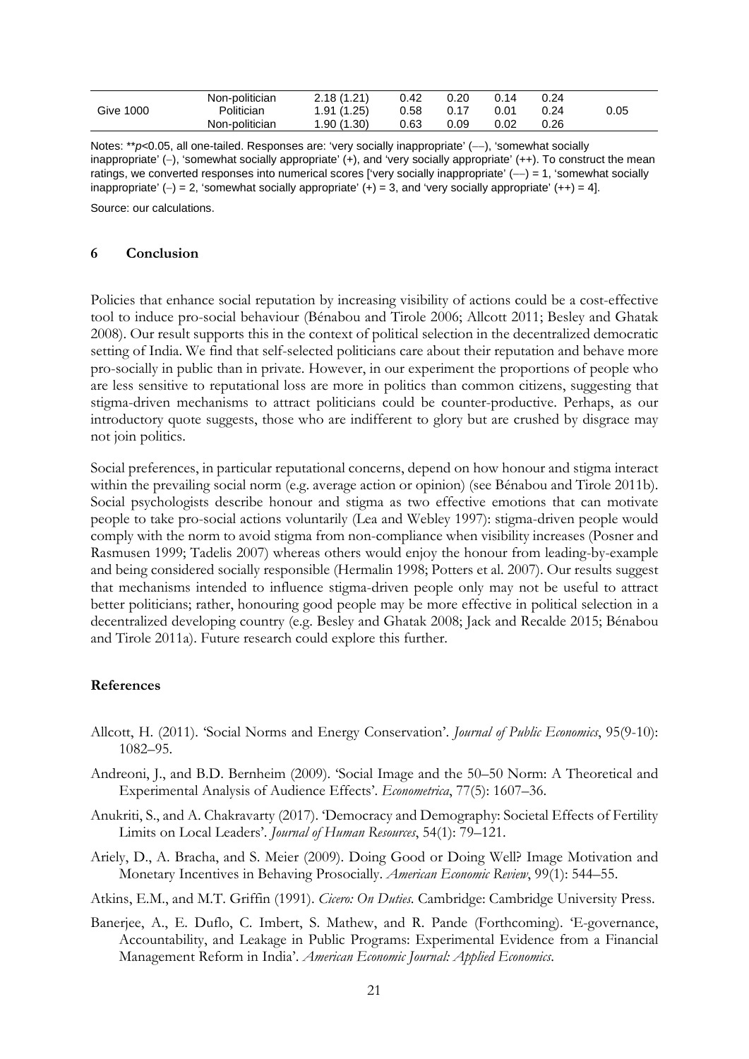|  | Non-politician | 2.18 (1.21) | 0.42 | 0.20 | 0.14 | 0.24 |  |
|---|---|---|---|---|---|---|---|
| Give 1000 | Politician | 1.91 (1.25) | 0.58 | 0.17 | 0.01 | 0.24 | 0.05 |
|  | Non-politician | 1.90 (1.30) | 0.63 | 0.09 | 0.02 | 0.26 |  |

Notes: **$p$<0.05, all one-tailed. Responses are: 'very socially inappropriate' (––), 'somewhat socially inappropriate' (–), 'somewhat socially appropriate' (+), and 'very socially appropriate' (++). To construct the mean ratings, we converted responses into numerical scores ['very socially inappropriate' (––) = 1, 'somewhat socially inappropriate' (–) = 2, 'somewhat socially appropriate' (+) = 3, and 'very socially appropriate' (++) = 4].

Source: our calculations.

## 6 Conclusion

Policies that enhance social reputation by increasing visibility of actions could be a cost-effective tool to induce pro-social behaviour (Bénabou and Tirole 2006; Allcott 2011; Besley and Ghatak 2008). Our result supports this in the context of political selection in the decentralized democratic setting of India. We find that self-selected politicians care about their reputation and behave more pro-socially in public than in private. However, in our experiment the proportions of people who are less sensitive to reputational loss are more in politics than common citizens, suggesting that stigma-driven mechanisms to attract politicians could be counter-productive. Perhaps, as our introductory quote suggests, those who are indifferent to glory but are crushed by disgrace may not join politics.

Social preferences, in particular reputational concerns, depend on how honour and stigma interact within the prevailing social norm (e.g. average action or opinion) (see Bénabou and Tirole 2011b). Social psychologists describe honour and stigma as two effective emotions that can motivate people to take pro-social actions voluntarily (Lea and Webley 1997): stigma-driven people would comply with the norm to avoid stigma from non-compliance when visibility increases (Posner and Rasmusen 1999; Tadelis 2007) whereas others would enjoy the honour from leading-by-example and being considered socially responsible (Hermalin 1998; Potters et al. 2007). Our results suggest that mechanisms intended to influence stigma-driven people only may not be useful to attract better politicians; rather, honouring good people may be more effective in political selection in a decentralized developing country (e.g. Besley and Ghatak 2008; Jack and Recalde 2015; Bénabou and Tirole 2011a). Future research could explore this further.

### References

Allcott, H. (2011). 'Social Norms and Energy Conservation'. *Journal of Public Economics*, 95(9-10): 1082–95.

Andreoni, J., and B.D. Bernheim (2009). 'Social Image and the 50–50 Norm: A Theoretical and Experimental Analysis of Audience Effects'. *Econometrica*, 77(5): 1607–36.

Anukriti, S., and A. Chakravarty (2017). 'Democracy and Demography: Societal Effects of Fertility Limits on Local Leaders'. *Journal of Human Resources*, 54(1): 79–121.

Ariely, D., A. Bracha, and S. Meier (2009). Doing Good or Doing Well? Image Motivation and Monetary Incentives in Behaving Prosocially. *American Economic Review*, 99(1): 544–55.

Atkins, E.M., and M.T. Griffin (1991). *Cicero: On Duties*. Cambridge: Cambridge University Press.

Banerjee, A., E. Duflo, C. Imbert, S. Mathew, and R. Pande (Forthcoming). 'E-governance, Accountability, and Leakage in Public Programs: Experimental Evidence from a Financial Management Reform in India'. *American Economic Journal: Applied Economics*.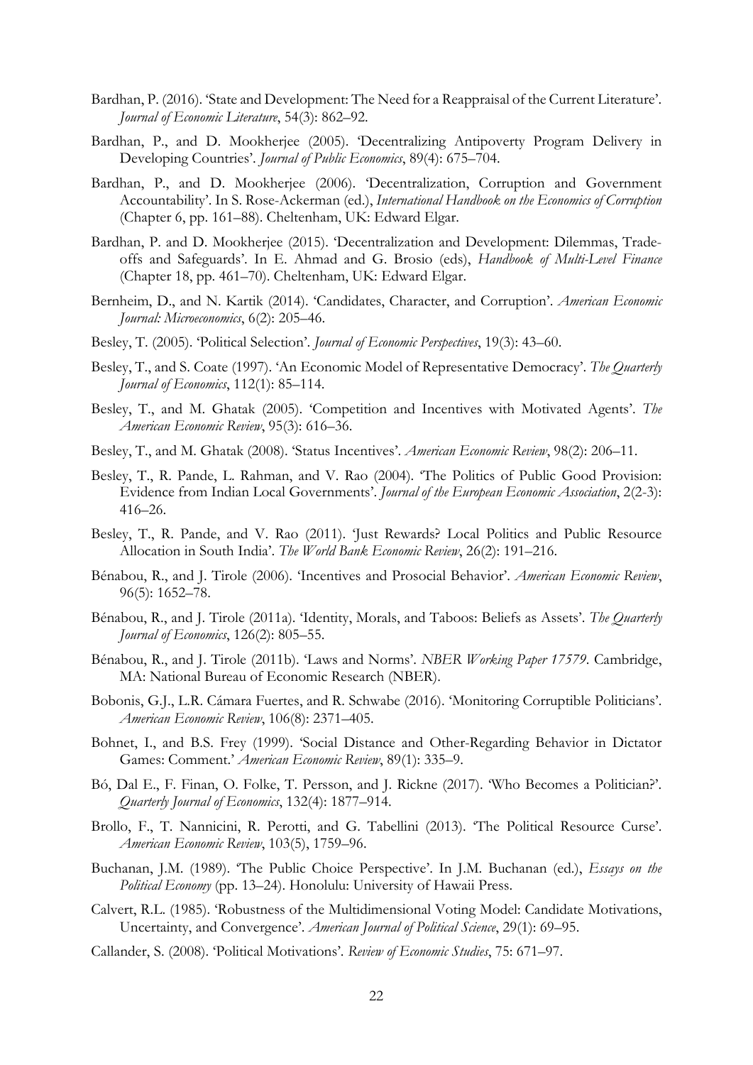Bardhan, P. (2016). 'State and Development: The Need for a Reappraisal of the Current Literature'. *Journal of Economic Literature*, 54(3): 862–92.

Bardhan, P., and D. Mookherjee (2005). 'Decentralizing Antipoverty Program Delivery in Developing Countries'. *Journal of Public Economics*, 89(4): 675–704.

Bardhan, P., and D. Mookherjee (2006). 'Decentralization, Corruption and Government Accountability'. In S. Rose-Ackerman (ed.), *International Handbook on the Economics of Corruption* (Chapter 6, pp. 161–88). Cheltenham, UK: Edward Elgar.

Bardhan, P. and D. Mookherjee (2015). 'Decentralization and Development: Dilemmas, Trade-offs and Safeguards'. In E. Ahmad and G. Brosio (eds), *Handbook of Multi-Level Finance* (Chapter 18, pp. 461–70). Cheltenham, UK: Edward Elgar.

Bernheim, D., and N. Kartik (2014). 'Candidates, Character, and Corruption'. *American Economic Journal: Microeconomics*, 6(2): 205–46.

Besley, T. (2005). 'Political Selection'. *Journal of Economic Perspectives*, 19(3): 43–60.

Besley, T., and S. Coate (1997). 'An Economic Model of Representative Democracy'. *The Quarterly Journal of Economics*, 112(1): 85–114.

Besley, T., and M. Ghatak (2005). 'Competition and Incentives with Motivated Agents'. *The American Economic Review*, 95(3): 616–36.

Besley, T., and M. Ghatak (2008). 'Status Incentives'. *American Economic Review*, 98(2): 206–11.

Besley, T., R. Pande, L. Rahman, and V. Rao (2004). 'The Politics of Public Good Provision: Evidence from Indian Local Governments'. *Journal of the European Economic Association*, 2(2-3): 416–26.

Besley, T., R. Pande, and V. Rao (2011). 'Just Rewards? Local Politics and Public Resource Allocation in South India'. *The World Bank Economic Review*, 26(2): 191–216.

Bénabou, R., and J. Tirole (2006). 'Incentives and Prosocial Behavior'. *American Economic Review*, 96(5): 1652–78.

Bénabou, R., and J. Tirole (2011a). 'Identity, Morals, and Taboos: Beliefs as Assets'. *The Quarterly Journal of Economics*, 126(2): 805–55.

Bénabou, R., and J. Tirole (2011b). 'Laws and Norms'. *NBER Working Paper 17579*. Cambridge, MA: National Bureau of Economic Research (NBER).

Bobonis, G.J., L.R. Cámara Fuertes, and R. Schwabe (2016). 'Monitoring Corruptible Politicians'. *American Economic Review*, 106(8): 2371–405.

Bohnet, I., and B.S. Frey (1999). 'Social Distance and Other-Regarding Behavior in Dictator Games: Comment.' *American Economic Review*, 89(1): 335–9.

Bó, Dal E., F. Finan, O. Folke, T. Persson, and J. Rickne (2017). 'Who Becomes a Politician?'. *Quarterly Journal of Economics*, 132(4): 1877–914.

Brollo, F., T. Nannicini, R. Perotti, and G. Tabellini (2013). 'The Political Resource Curse'. *American Economic Review*, 103(5), 1759–96.

Buchanan, J.M. (1989). 'The Public Choice Perspective'. In J.M. Buchanan (ed.), *Essays on the Political Economy* (pp. 13–24). Honolulu: University of Hawaii Press.

Calvert, R.L. (1985). 'Robustness of the Multidimensional Voting Model: Candidate Motivations, Uncertainty, and Convergence'. *American Journal of Political Science*, 29(1): 69–95.

Callander, S. (2008). 'Political Motivations'. *Review of Economic Studies*, 75: 671–97.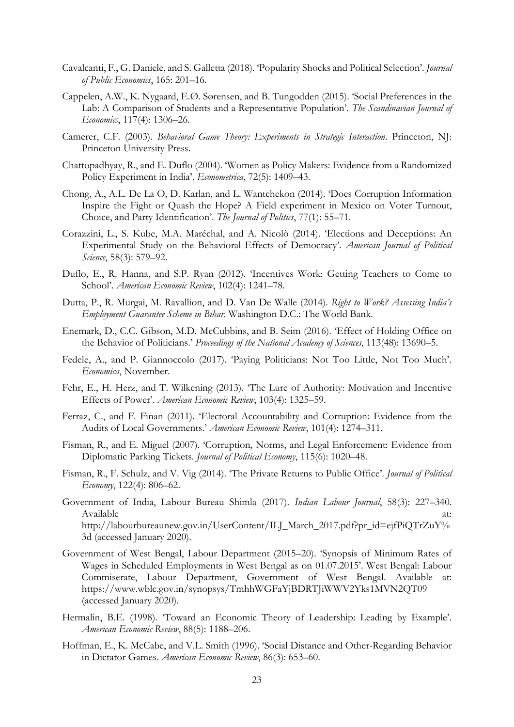Cavalcanti, F., G. Daniele, and S. Galletta (2018). 'Popularity Shocks and Political Selection'. *Journal of Public Economics*, 165: 201–16.

Cappelen, A.W., K. Nygaard, E.Ø. Sørensen, and B. Tungodden (2015). 'Social Preferences in the Lab: A Comparison of Students and a Representative Population'. *The Scandinavian Journal of Economics*, 117(4): 1306–26.

Camerer, C.F. (2003). *Behavioral Game Theory: Experiments in Strategic Interaction*. Princeton, NJ: Princeton University Press.

Chattopadhyay, R., and E. Duflo (2004). 'Women as Policy Makers: Evidence from a Randomized Policy Experiment in India'. *Econometrica*, 72(5): 1409–43.

Chong, A., A.L. De La O, D. Karlan, and L. Wantchekon (2014). 'Does Corruption Information Inspire the Fight or Quash the Hope? A Field experiment in Mexico on Voter Turnout, Choice, and Party Identification'. *The Journal of Politics*, 77(1): 55–71.

Corazzini, L., S. Kube, M.A. Maréchal, and A. Nicolò (2014). 'Elections and Deceptions: An Experimental Study on the Behavioral Effects of Democracy'. *American Journal of Political Science*, 58(3): 579–92.

Duflo, E., R. Hanna, and S.P. Ryan (2012). 'Incentives Work: Getting Teachers to Come to School'. *American Economic Review*, 102(4): 1241–78.

Dutta, P., R. Murgai, M. Ravallion, and D. Van De Walle (2014). *Right to Work? Assessing India's Employment Guarantee Scheme in Bihar*. Washington D.C.: The World Bank.

Enemark, D., C.C. Gibson, M.D. McCubbins, and B. Seim (2016). 'Effect of Holding Office on the Behavior of Politicians.' *Proceedings of the National Academy of Sciences*, 113(48): 13690–5.

Fedele, A., and P. Giannoccolo (2017). 'Paying Politicians: Not Too Little, Not Too Much'. *Economica*, November.

Fehr, E., H. Herz, and T. Wilkening (2013). 'The Lure of Authority: Motivation and Incentive Effects of Power'. *American Economic Review*, 103(4): 1325–59.

Ferraz, C., and F. Finan (2011). 'Electoral Accountability and Corruption: Evidence from the Audits of Local Governments.' *American Economic Review*, 101(4): 1274–311.

Fisman, R., and E. Miguel (2007). 'Corruption, Norms, and Legal Enforcement: Evidence from Diplomatic Parking Tickets. *Journal of Political Economy*, 115(6): 1020–48.

Fisman, R., F. Schulz, and V. Vig (2014). 'The Private Returns to Public Office'. *Journal of Political Economy*, 122(4): 806–62.

Government of India, Labour Bureau Shimla (2017). *Indian Labour Journal*, 58(3): 227–340. Available at: http://labourbureaunew.gov.in/UserContent/ILJ_March_2017.pdf?pr_id=ejfPiQTrZuY%3d (accessed January 2020).

Government of West Bengal, Labour Department (2015–20). 'Synopsis of Minimum Rates of Wages in Scheduled Employments in West Bengal as on 01.07.2015'. West Bengal: Labour Commiserate, Labour Department, Government of West Bengal. Available at: https://www.wblc.gov.in/synopsys/TmhhWGFaYjBDRTJiWWV2Yks1MVN2QT09 (accessed January 2020).

Hermalin, B.E. (1998). 'Toward an Economic Theory of Leadership: Leading by Example'. *American Economic Review*, 88(5): 1188–206.

Hoffman, E., K. McCabe, and V.L. Smith (1996). 'Social Distance and Other-Regarding Behavior in Dictator Games. *American Economic Review*, 86(3): 653–60.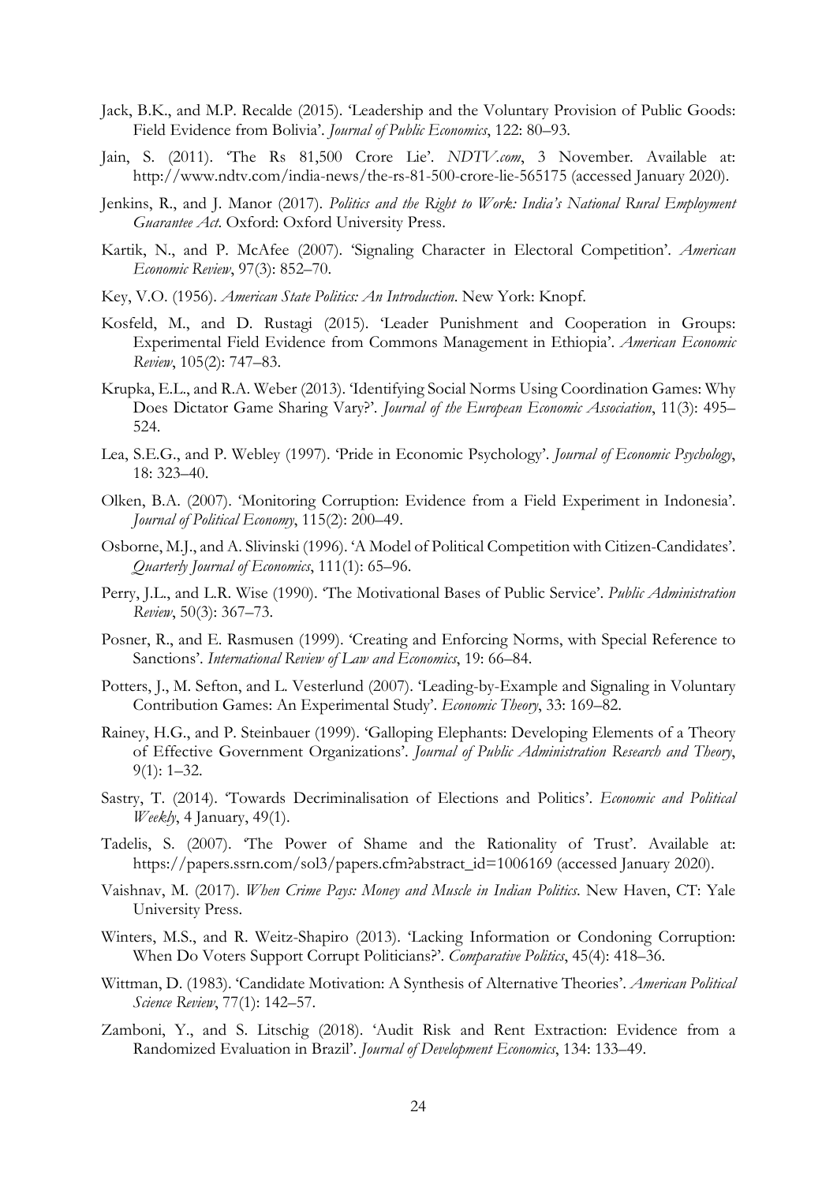Jack, B.K., and M.P. Recalde (2015). 'Leadership and the Voluntary Provision of Public Goods: Field Evidence from Bolivia'. *Journal of Public Economics*, 122: 80–93.

Jain, S. (2011). 'The Rs 81,500 Crore Lie'. *NDTV.com*, 3 November. Available at: http://www.ndtv.com/india-news/the-rs-81-500-crore-lie-565175 (accessed January 2020).

Jenkins, R., and J. Manor (2017). *Politics and the Right to Work: India's National Rural Employment Guarantee Act*. Oxford: Oxford University Press.

Kartik, N., and P. McAfee (2007). 'Signaling Character in Electoral Competition'. *American Economic Review*, 97(3): 852–70.

Key, V.O. (1956). *American State Politics: An Introduction*. New York: Knopf.

Kosfeld, M., and D. Rustagi (2015). 'Leader Punishment and Cooperation in Groups: Experimental Field Evidence from Commons Management in Ethiopia'. *American Economic Review*, 105(2): 747–83.

Krupka, E.L., and R.A. Weber (2013). 'Identifying Social Norms Using Coordination Games: Why Does Dictator Game Sharing Vary?'. *Journal of the European Economic Association*, 11(3): 495–524.

Lea, S.E.G., and P. Webley (1997). 'Pride in Economic Psychology'. *Journal of Economic Psychology*, 18: 323–40.

Olken, B.A. (2007). 'Monitoring Corruption: Evidence from a Field Experiment in Indonesia'. *Journal of Political Economy*, 115(2): 200–49.

Osborne, M.J., and A. Slivinski (1996). 'A Model of Political Competition with Citizen-Candidates'. *Quarterly Journal of Economics*, 111(1): 65–96.

Perry, J.L., and L.R. Wise (1990). 'The Motivational Bases of Public Service'. *Public Administration Review*, 50(3): 367–73.

Posner, R., and E. Rasmusen (1999). 'Creating and Enforcing Norms, with Special Reference to Sanctions'. *International Review of Law and Economics*, 19: 66–84.

Potters, J., M. Sefton, and L. Vesterlund (2007). 'Leading-by-Example and Signaling in Voluntary Contribution Games: An Experimental Study'. *Economic Theory*, 33: 169–82.

Rainey, H.G., and P. Steinbauer (1999). 'Galloping Elephants: Developing Elements of a Theory of Effective Government Organizations'. *Journal of Public Administration Research and Theory*, 9(1): 1–32.

Sastry, T. (2014). 'Towards Decriminalisation of Elections and Politics'. *Economic and Political Weekly*, 4 January, 49(1).

Tadelis, S. (2007). 'The Power of Shame and the Rationality of Trust'. Available at: https://papers.ssrn.com/sol3/papers.cfm?abstract_id=1006169 (accessed January 2020).

Vaishnav, M. (2017). *When Crime Pays: Money and Muscle in Indian Politics*. New Haven, CT: Yale University Press.

Winters, M.S., and R. Weitz-Shapiro (2013). 'Lacking Information or Condoning Corruption: When Do Voters Support Corrupt Politicians?'. *Comparative Politics*, 45(4): 418–36.

Wittman, D. (1983). 'Candidate Motivation: A Synthesis of Alternative Theories'. *American Political Science Review*, 77(1): 142–57.

Zamboni, Y., and S. Litschig (2018). 'Audit Risk and Rent Extraction: Evidence from a Randomized Evaluation in Brazil'. *Journal of Development Economics*, 134: 133–49.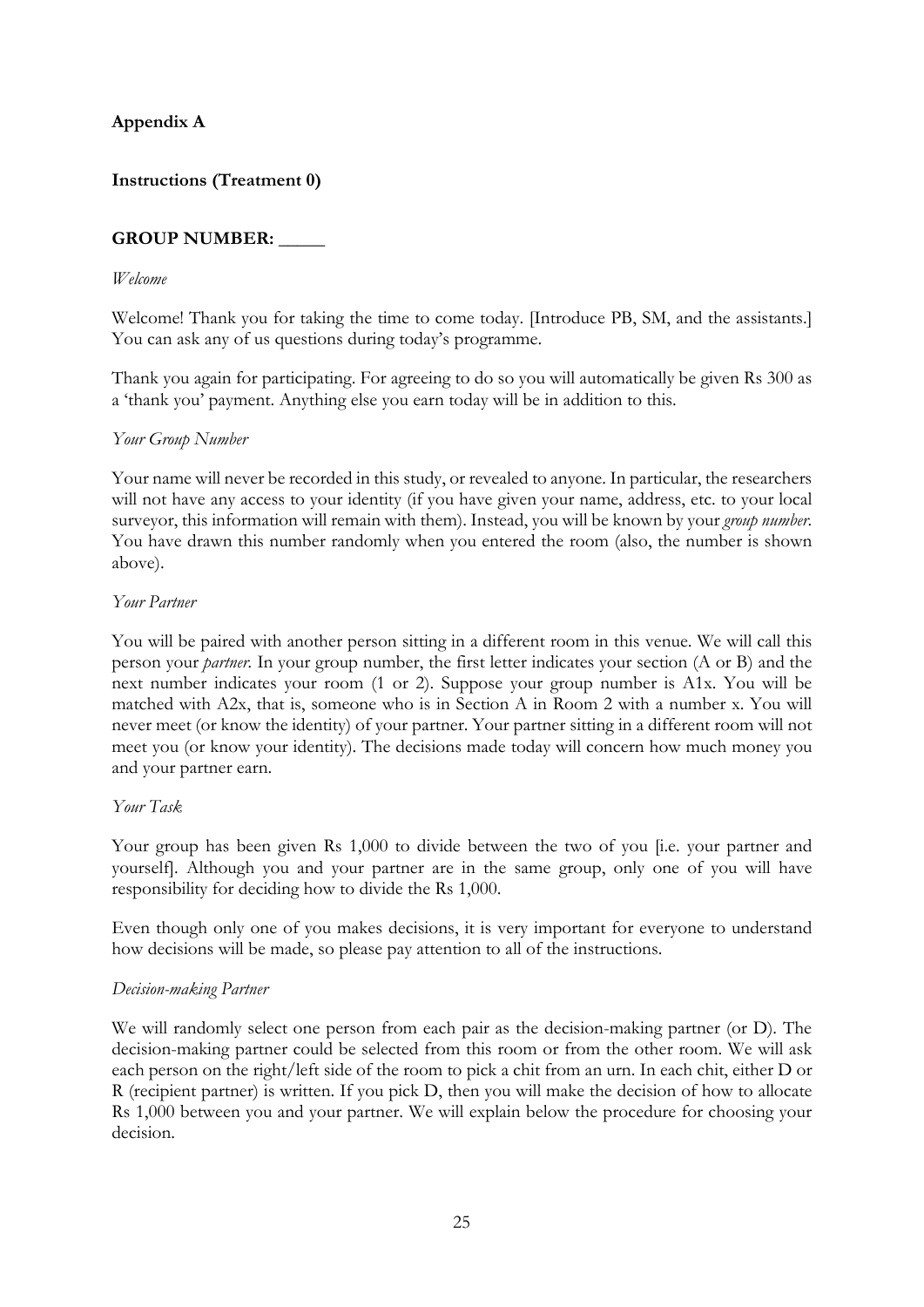## Appendix A

### Instructions (Treatment 0)

**GROUP NUMBER: _____**

*Welcome*

Welcome! Thank you for taking the time to come today. [Introduce PB, SM, and the assistants.] You can ask any of us questions during today's programme.

Thank you again for participating. For agreeing to do so you will automatically be given Rs 300 as a 'thank you' payment. Anything else you earn today will be in addition to this.

*Your Group Number*

Your name will never be recorded in this study, or revealed to anyone. In particular, the researchers will not have any access to your identity (if you have given your name, address, etc. to your local surveyor, this information will remain with them). Instead, you will be known by your *group number*. You have drawn this number randomly when you entered the room (also, the number is shown above).

*Your Partner*

You will be paired with another person sitting in a different room in this venue. We will call this person your *partner*. In your group number, the first letter indicates your section (A or B) and the next number indicates your room (1 or 2). Suppose your group number is A1x. You will be matched with A2x, that is, someone who is in Section A in Room 2 with a number x. You will never meet (or know the identity) of your partner. Your partner sitting in a different room will not meet you (or know your identity). The decisions made today will concern how much money you and your partner earn.

*Your Task*

Your group has been given Rs 1,000 to divide between the two of you [i.e. your partner and yourself]. Although you and your partner are in the same group, only one of you will have responsibility for deciding how to divide the Rs 1,000.

Even though only one of you makes decisions, it is very important for everyone to understand how decisions will be made, so please pay attention to all of the instructions.

*Decision-making Partner*

We will randomly select one person from each pair as the decision-making partner (or D). The decision-making partner could be selected from this room or from the other room. We will ask each person on the right/left side of the room to pick a chit from an urn. In each chit, either D or R (recipient partner) is written. If you pick D, then you will make the decision of how to allocate Rs 1,000 between you and your partner. We will explain below the procedure for choosing your decision.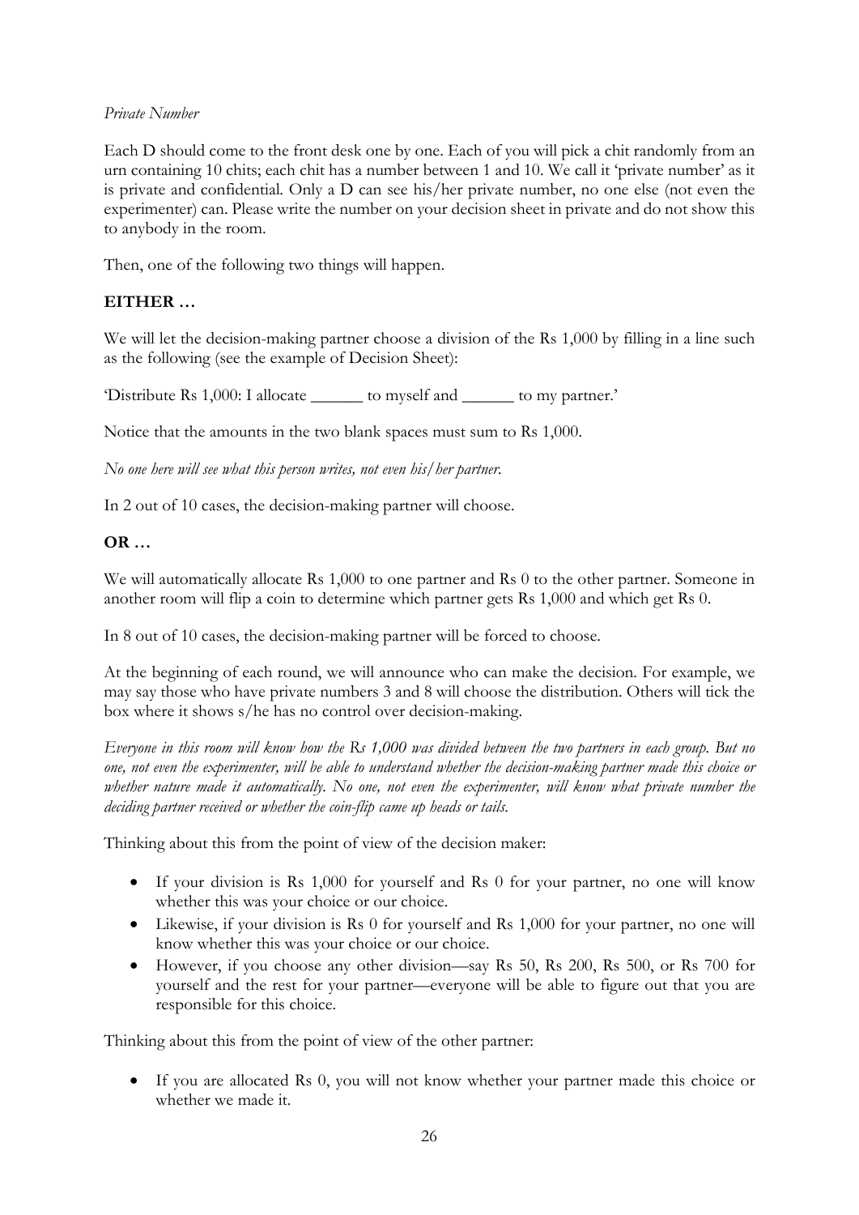*Private Number*

Each D should come to the front desk one by one. Each of you will pick a chit randomly from an urn containing 10 chits; each chit has a number between 1 and 10. We call it 'private number' as it is private and confidential. Only a D can see his/her private number, no one else (not even the experimenter) can. Please write the number on your decision sheet in private and do not show this to anybody in the room.

Then, one of the following two things will happen.

**EITHER …**

We will let the decision-making partner choose a division of the Rs 1,000 by filling in a line such as the following (see the example of Decision Sheet):

'Distribute Rs 1,000: I allocate ______ to myself and ______ to my partner.'

Notice that the amounts in the two blank spaces must sum to Rs 1,000.

*No one here will see what this person writes, not even his/her partner.*

In 2 out of 10 cases, the decision-making partner will choose.

**OR …**

We will automatically allocate Rs 1,000 to one partner and Rs 0 to the other partner. Someone in another room will flip a coin to determine which partner gets Rs 1,000 and which get Rs 0.

In 8 out of 10 cases, the decision-making partner will be forced to choose.

At the beginning of each round, we will announce who can make the decision. For example, we may say those who have private numbers 3 and 8 will choose the distribution. Others will tick the box where it shows s/he has no control over decision-making.

*Everyone in this room will know how the Rs 1,000 was divided between the two partners in each group. But no one, not even the experimenter, will be able to understand whether the decision-making partner made this choice or whether nature made it automatically. No one, not even the experimenter, will know what private number the deciding partner received or whether the coin-flip came up heads or tails.*

Thinking about this from the point of view of the decision maker:

- If your division is Rs 1,000 for yourself and Rs 0 for your partner, no one will know whether this was your choice or our choice.
- Likewise, if your division is Rs 0 for yourself and Rs 1,000 for your partner, no one will know whether this was your choice or our choice.
- However, if you choose any other division—say Rs 50, Rs 200, Rs 500, or Rs 700 for yourself and the rest for your partner—everyone will be able to figure out that you are responsible for this choice.

Thinking about this from the point of view of the other partner:

- If you are allocated Rs 0, you will not know whether your partner made this choice or whether we made it.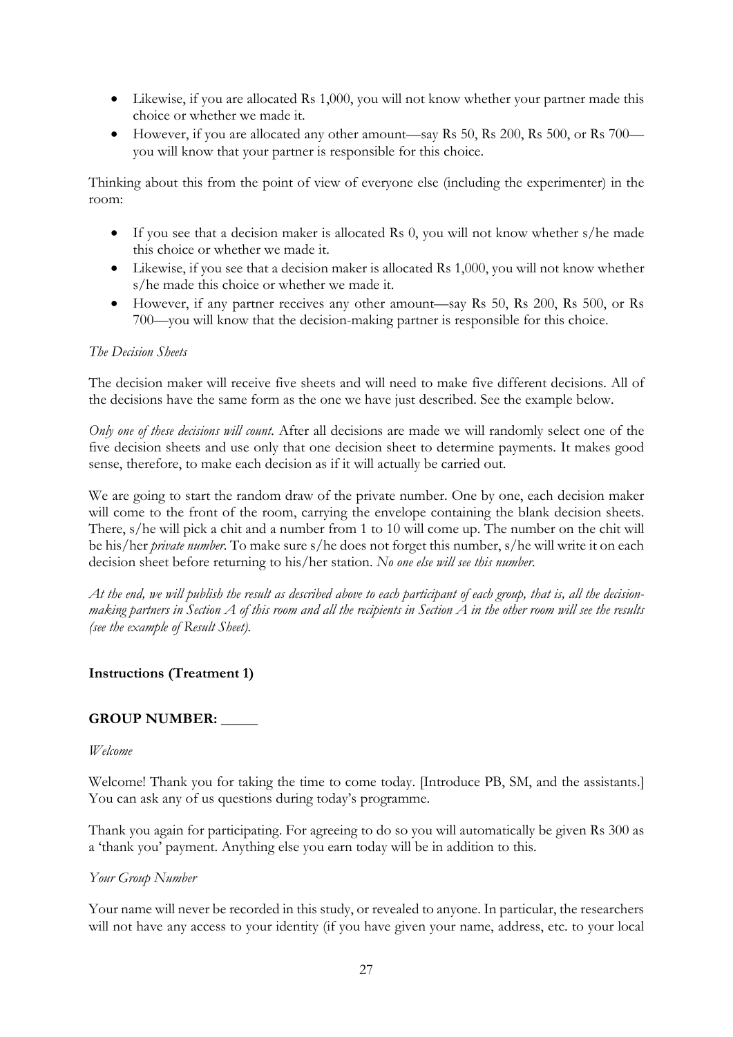- Likewise, if you are allocated Rs 1,000, you will not know whether your partner made this choice or whether we made it.
- However, if you are allocated any other amount—say Rs 50, Rs 200, Rs 500, or Rs 700—you will know that your partner is responsible for this choice.

Thinking about this from the point of view of everyone else (including the experimenter) in the room:

- If you see that a decision maker is allocated Rs 0, you will not know whether s/he made this choice or whether we made it.
- Likewise, if you see that a decision maker is allocated Rs 1,000, you will not know whether s/he made this choice or whether we made it.
- However, if any partner receives any other amount—say Rs 50, Rs 200, Rs 500, or Rs 700—you will know that the decision-making partner is responsible for this choice.

*The Decision Sheets*

The decision maker will receive five sheets and will need to make five different decisions. All of the decisions have the same form as the one we have just described. See the example below.

*Only one of these decisions will count.* After all decisions are made we will randomly select one of the five decision sheets and use only that one decision sheet to determine payments. It makes good sense, therefore, to make each decision as if it will actually be carried out.

We are going to start the random draw of the private number. One by one, each decision maker will come to the front of the room, carrying the envelope containing the blank decision sheets. There, s/he will pick a chit and a number from 1 to 10 will come up. The number on the chit will be his/her *private number*. To make sure s/he does not forget this number, s/he will write it on each decision sheet before returning to his/her station. *No one else will see this number.*

*At the end, we will publish the result as described above to each participant of each group, that is, all the decision-making partners in Section A of this room and all the recipients in Section A in the other room will see the results (see the example of Result Sheet).*

**Instructions (Treatment 1)**

**GROUP NUMBER: _____**

*Welcome*

Welcome! Thank you for taking the time to come today. [Introduce PB, SM, and the assistants.] You can ask any of us questions during today's programme.

Thank you again for participating. For agreeing to do so you will automatically be given Rs 300 as a 'thank you' payment. Anything else you earn today will be in addition to this.

*Your Group Number*

Your name will never be recorded in this study, or revealed to anyone. In particular, the researchers will not have any access to your identity (if you have given your name, address, etc. to your local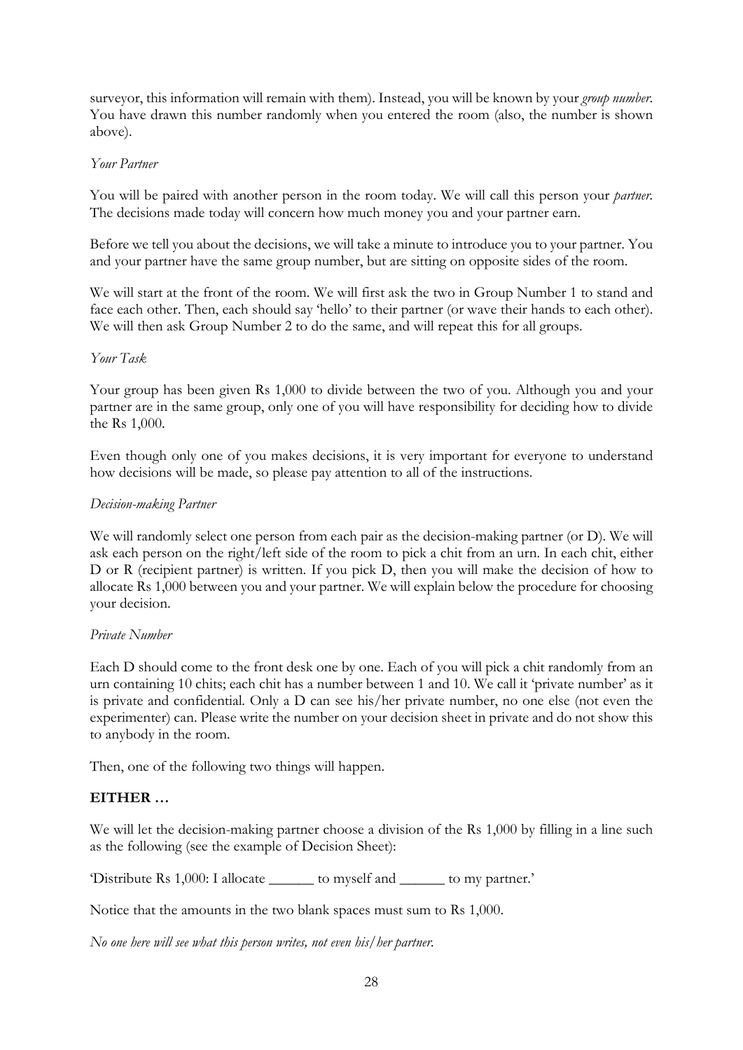surveyor, this information will remain with them). Instead, you will be known by your *group number*. You have drawn this number randomly when you entered the room (also, the number is shown above).

*Your Partner*

You will be paired with another person in the room today. We will call this person your *partner*. The decisions made today will concern how much money you and your partner earn.

Before we tell you about the decisions, we will take a minute to introduce you to your partner. You and your partner have the same group number, but are sitting on opposite sides of the room.

We will start at the front of the room. We will first ask the two in Group Number 1 to stand and face each other. Then, each should say 'hello' to their partner (or wave their hands to each other). We will then ask Group Number 2 to do the same, and will repeat this for all groups.

*Your Task*

Your group has been given Rs 1,000 to divide between the two of you. Although you and your partner are in the same group, only one of you will have responsibility for deciding how to divide the Rs 1,000.

Even though only one of you makes decisions, it is very important for everyone to understand how decisions will be made, so please pay attention to all of the instructions.

*Decision-making Partner*

We will randomly select one person from each pair as the decision-making partner (or D). We will ask each person on the right/left side of the room to pick a chit from an urn. In each chit, either D or R (recipient partner) is written. If you pick D, then you will make the decision of how to allocate Rs 1,000 between you and your partner. We will explain below the procedure for choosing your decision.

*Private Number*

Each D should come to the front desk one by one. Each of you will pick a chit randomly from an urn containing 10 chits; each chit has a number between 1 and 10. We call it 'private number' as it is private and confidential. Only a D can see his/her private number, no one else (not even the experimenter) can. Please write the number on your decision sheet in private and do not show this to anybody in the room.

Then, one of the following two things will happen.

**EITHER …**

We will let the decision-making partner choose a division of the Rs 1,000 by filling in a line such as the following (see the example of Decision Sheet):

'Distribute Rs 1,000: I allocate ______ to myself and ______ to my partner.'

Notice that the amounts in the two blank spaces must sum to Rs 1,000.

*No one here will see what this person writes, not even his/her partner.*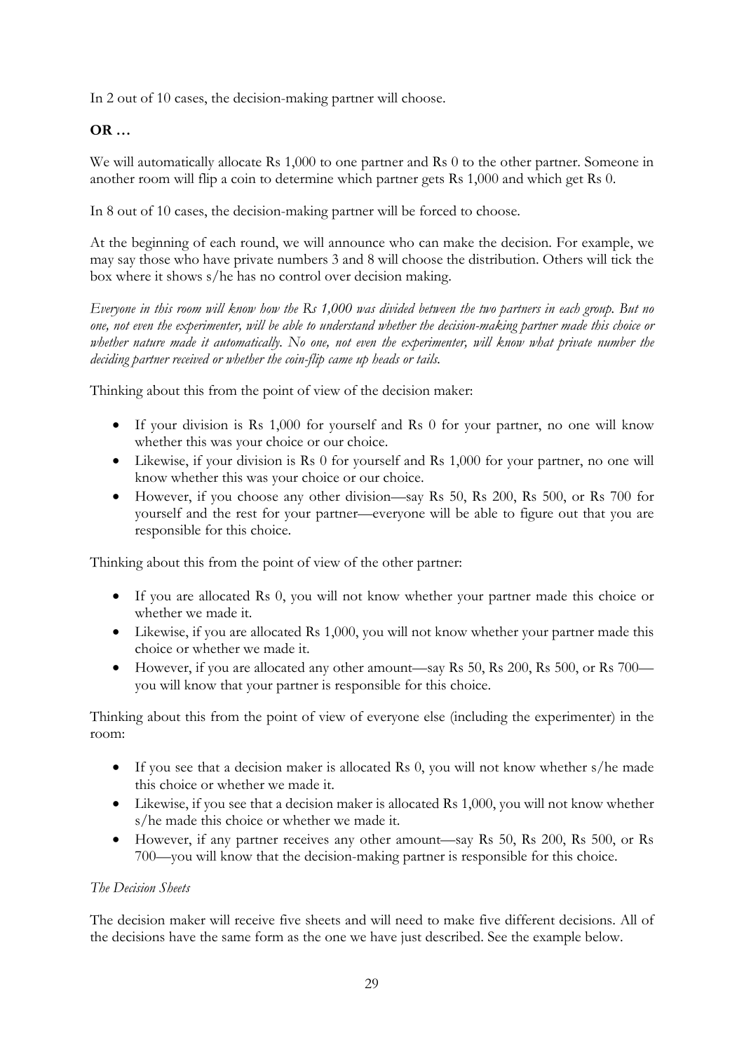In 2 out of 10 cases, the decision-making partner will choose.

**OR …**

We will automatically allocate Rs 1,000 to one partner and Rs 0 to the other partner. Someone in another room will flip a coin to determine which partner gets Rs 1,000 and which get Rs 0.

In 8 out of 10 cases, the decision-making partner will be forced to choose.

At the beginning of each round, we will announce who can make the decision. For example, we may say those who have private numbers 3 and 8 will choose the distribution. Others will tick the box where it shows s/he has no control over decision making.

*Everyone in this room will know how the Rs 1,000 was divided between the two partners in each group. But no one, not even the experimenter, will be able to understand whether the decision-making partner made this choice or whether nature made it automatically. No one, not even the experimenter, will know what private number the deciding partner received or whether the coin-flip came up heads or tails.*

Thinking about this from the point of view of the decision maker:

- If your division is Rs 1,000 for yourself and Rs 0 for your partner, no one will know whether this was your choice or our choice.
- Likewise, if your division is Rs 0 for yourself and Rs 1,000 for your partner, no one will know whether this was your choice or our choice.
- However, if you choose any other division—say Rs 50, Rs 200, Rs 500, or Rs 700 for yourself and the rest for your partner—everyone will be able to figure out that you are responsible for this choice.

Thinking about this from the point of view of the other partner:

- If you are allocated Rs 0, you will not know whether your partner made this choice or whether we made it.
- Likewise, if you are allocated Rs 1,000, you will not know whether your partner made this choice or whether we made it.
- However, if you are allocated any other amount—say Rs 50, Rs 200, Rs 500, or Rs 700—you will know that your partner is responsible for this choice.

Thinking about this from the point of view of everyone else (including the experimenter) in the room:

- If you see that a decision maker is allocated Rs 0, you will not know whether s/he made this choice or whether we made it.
- Likewise, if you see that a decision maker is allocated Rs 1,000, you will not know whether s/he made this choice or whether we made it.
- However, if any partner receives any other amount—say Rs 50, Rs 200, Rs 500, or Rs 700—you will know that the decision-making partner is responsible for this choice.

*The Decision Sheets*

The decision maker will receive five sheets and will need to make five different decisions. All of the decisions have the same form as the one we have just described. See the example below.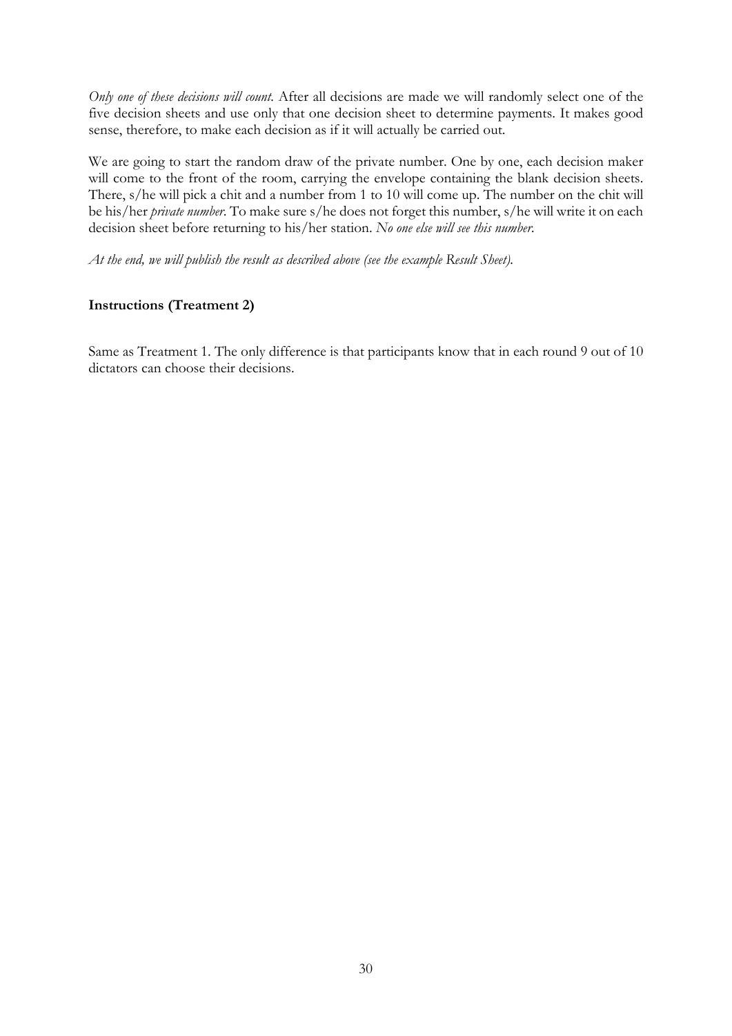*Only one of these decisions will count.* After all decisions are made we will randomly select one of the five decision sheets and use only that one decision sheet to determine payments. It makes good sense, therefore, to make each decision as if it will actually be carried out.

We are going to start the random draw of the private number. One by one, each decision maker will come to the front of the room, carrying the envelope containing the blank decision sheets. There, s/he will pick a chit and a number from 1 to 10 will come up. The number on the chit will be his/her *private number*. To make sure s/he does not forget this number, s/he will write it on each decision sheet before returning to his/her station. *No one else will see this number.*

*At the end, we will publish the result as described above (see the example Result Sheet).*

**Instructions (Treatment 2)**

Same as Treatment 1. The only difference is that participants know that in each round 9 out of 10 dictators can choose their decisions.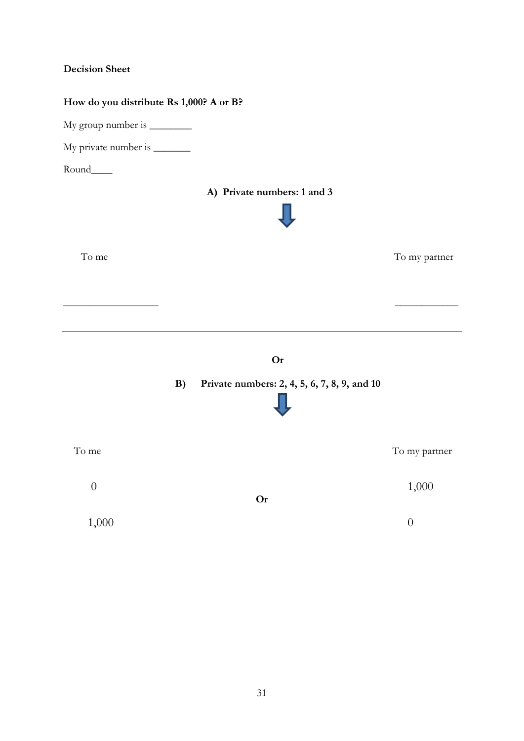**Decision Sheet**

**How do you distribute Rs 1,000? A or B?**

My group number is ________

My private number is _______

Round____

**A) Private numbers: 1 and 3**

↓

| To me | To my partner |
|---|---|
| __________________ | ____________ |

---

**Or**

**B) Private numbers: 2, 4, 5, 6, 7, 8, 9, and 10**

↓

| To me | | To my partner |
|---|---|---|
| 0 | | 1,000 |
| | **Or** | |
| 1,000 | | 0 |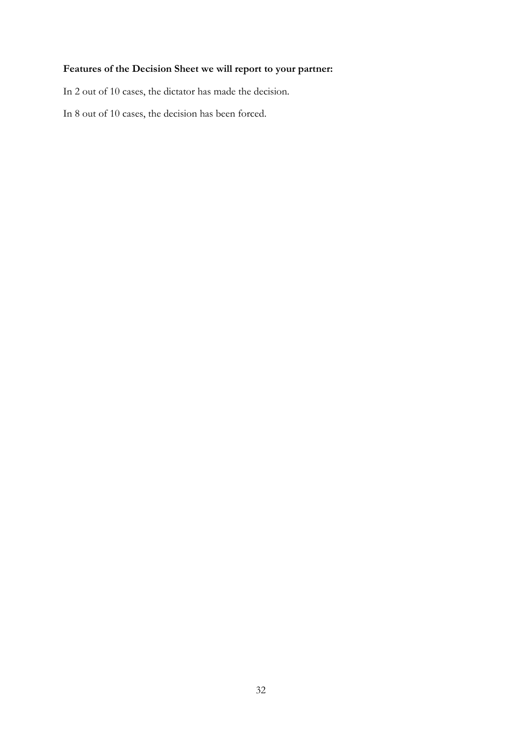**Features of the Decision Sheet we will report to your partner:**

In 2 out of 10 cases, the dictator has made the decision.

In 8 out of 10 cases, the decision has been forced.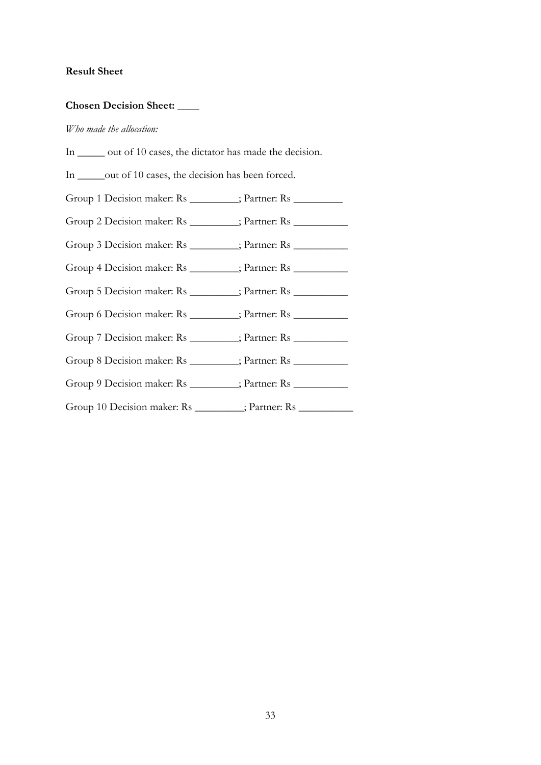**Result Sheet**

**Chosen Decision Sheet: ____**

*Who made the allocation:*

In _____ out of 10 cases, the dictator has made the decision.

In _____out of 10 cases, the decision has been forced.

Group 1 Decision maker: Rs _________; Partner: Rs _________

Group 2 Decision maker: Rs _________; Partner: Rs __________

Group 3 Decision maker: Rs _________; Partner: Rs __________

Group 4 Decision maker: Rs _________; Partner: Rs __________

Group 5 Decision maker: Rs _________; Partner: Rs __________

Group 6 Decision maker: Rs _________; Partner: Rs __________

Group 7 Decision maker: Rs _________; Partner: Rs __________

Group 8 Decision maker: Rs _________; Partner: Rs __________

Group 9 Decision maker: Rs _________; Partner: Rs __________

Group 10 Decision maker: Rs _________; Partner: Rs __________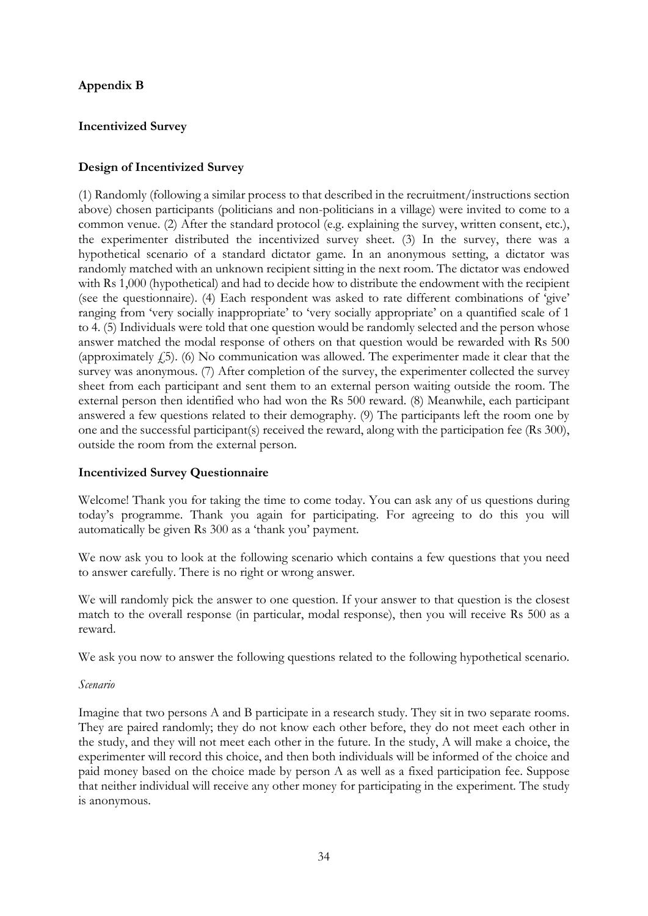## Appendix B

### Incentivized Survey

### Design of Incentivized Survey

(1) Randomly (following a similar process to that described in the recruitment/instructions section above) chosen participants (politicians and non-politicians in a village) were invited to come to a common venue. (2) After the standard protocol (e.g. explaining the survey, written consent, etc.), the experimenter distributed the incentivized survey sheet. (3) In the survey, there was a hypothetical scenario of a standard dictator game. In an anonymous setting, a dictator was randomly matched with an unknown recipient sitting in the next room. The dictator was endowed with Rs 1,000 (hypothetical) and had to decide how to distribute the endowment with the recipient (see the questionnaire). (4) Each respondent was asked to rate different combinations of 'give' ranging from 'very socially inappropriate' to 'very socially appropriate' on a quantified scale of 1 to 4. (5) Individuals were told that one question would be randomly selected and the person whose answer matched the modal response of others on that question would be rewarded with Rs 500 (approximately £5). (6) No communication was allowed. The experimenter made it clear that the survey was anonymous. (7) After completion of the survey, the experimenter collected the survey sheet from each participant and sent them to an external person waiting outside the room. The external person then identified who had won the Rs 500 reward. (8) Meanwhile, each participant answered a few questions related to their demography. (9) The participants left the room one by one and the successful participant(s) received the reward, along with the participation fee (Rs 300), outside the room from the external person.

### Incentivized Survey Questionnaire

Welcome! Thank you for taking the time to come today. You can ask any of us questions during today's programme. Thank you again for participating. For agreeing to do this you will automatically be given Rs 300 as a 'thank you' payment.

We now ask you to look at the following scenario which contains a few questions that you need to answer carefully. There is no right or wrong answer.

We will randomly pick the answer to one question. If your answer to that question is the closest match to the overall response (in particular, modal response), then you will receive Rs 500 as a reward.

We ask you now to answer the following questions related to the following hypothetical scenario.

*Scenario*

Imagine that two persons A and B participate in a research study. They sit in two separate rooms. They are paired randomly; they do not know each other before, they do not meet each other in the study, and they will not meet each other in the future. In the study, A will make a choice, the experimenter will record this choice, and then both individuals will be informed of the choice and paid money based on the choice made by person A as well as a fixed participation fee. Suppose that neither individual will receive any other money for participating in the experiment. The study is anonymous.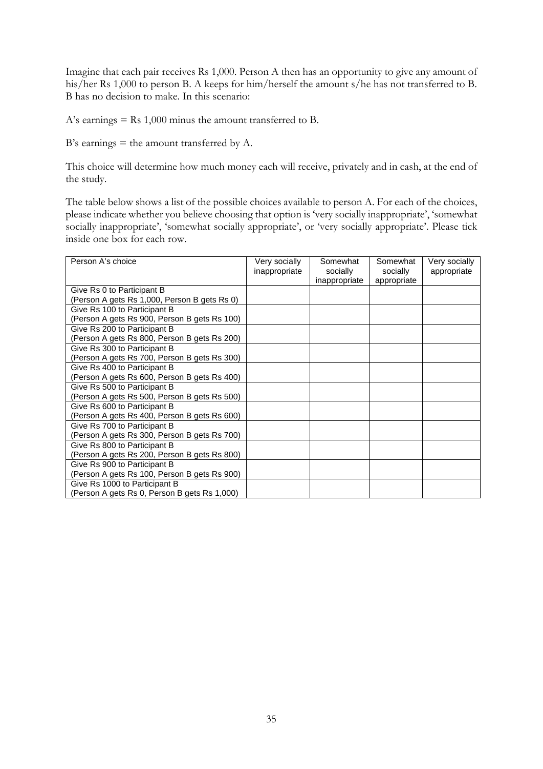Imagine that each pair receives Rs 1,000. Person A then has an opportunity to give any amount of his/her Rs 1,000 to person B. A keeps for him/herself the amount s/he has not transferred to B. B has no decision to make. In this scenario:

A's earnings = Rs 1,000 minus the amount transferred to B.

B's earnings = the amount transferred by A.

This choice will determine how much money each will receive, privately and in cash, at the end of the study.

The table below shows a list of the possible choices available to person A. For each of the choices, please indicate whether you believe choosing that option is 'very socially inappropriate', 'somewhat socially inappropriate', 'somewhat socially appropriate', or 'very socially appropriate'. Please tick inside one box for each row.

| Person A's choice | Very socially inappropriate | Somewhat socially inappropriate | Somewhat socially appropriate | Very socially appropriate |
|---|---|---|---|---|
| Give Rs 0 to Participant B (Person A gets Rs 1,000, Person B gets Rs 0) | | | | |
| Give Rs 100 to Participant B (Person A gets Rs 900, Person B gets Rs 100) | | | | |
| Give Rs 200 to Participant B (Person A gets Rs 800, Person B gets Rs 200) | | | | |
| Give Rs 300 to Participant B (Person A gets Rs 700, Person B gets Rs 300) | | | | |
| Give Rs 400 to Participant B (Person A gets Rs 600, Person B gets Rs 400) | | | | |
| Give Rs 500 to Participant B (Person A gets Rs 500, Person B gets Rs 500) | | | | |
| Give Rs 600 to Participant B (Person A gets Rs 400, Person B gets Rs 600) | | | | |
| Give Rs 700 to Participant B (Person A gets Rs 300, Person B gets Rs 700) | | | | |
| Give Rs 800 to Participant B (Person A gets Rs 200, Person B gets Rs 800) | | | | |
| Give Rs 900 to Participant B (Person A gets Rs 100, Person B gets Rs 900) | | | | |
| Give Rs 1000 to Participant B (Person A gets Rs 0, Person B gets Rs 1,000) | | | | |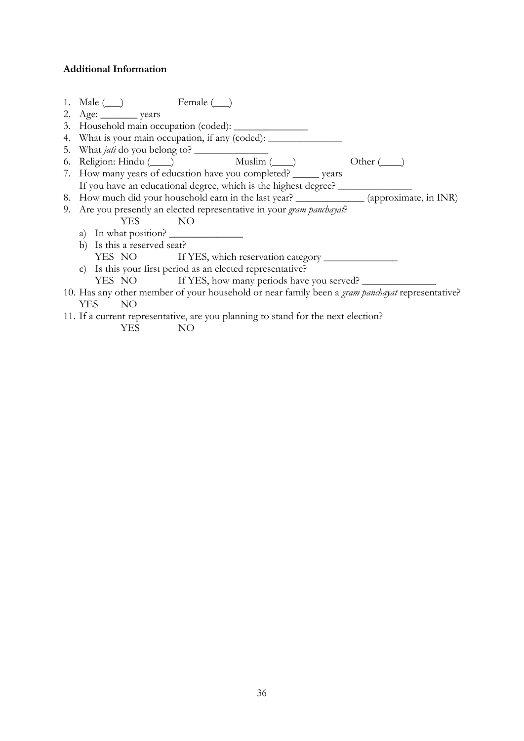**Additional Information**

1. Male (\_\_\_)                Female (\_\_\_)
2. Age: \_\_\_\_\_\_\_ years
3. Household main occupation (coded): \_\_\_\_\_\_\_\_\_\_\_\_\_\_
4. What is your main occupation, if any (coded): \_\_\_\_\_\_\_\_\_\_\_\_\_\_
5. What *jati* do you belong to? \_\_\_\_\_\_\_\_\_\_\_\_\_\_
6. Religion: Hindu (\_\_\_\_)                Muslim (\_\_\_\_)                Other (\_\_\_\_)
7. How many years of education have you completed? \_\_\_\_\_ years
   If you have an educational degree, which is the highest degree? \_\_\_\_\_\_\_\_\_\_\_\_\_\_
8. How much did your household earn in the last year? \_\_\_\_\_\_\_\_\_\_\_\_\_ (approximate, in INR)
9. Are you presently an elected representative in your *gram panchayat*?
   YES        NO
   a) In what position? \_\_\_\_\_\_\_\_\_\_\_\_\_\_
   b) Is this a reserved seat?
      YES  NO        If YES, which reservation category \_\_\_\_\_\_\_\_\_\_\_\_\_\_
   c) Is this your first period as an elected representative?
      YES  NO        If YES, how many periods have you served? \_\_\_\_\_\_\_\_\_\_\_\_\_\_
10. Has any other member of your household or near family been a *gram panchayat* representative?
    YES        NO
11. If a current representative, are you planning to stand for the next election?
    YES        NO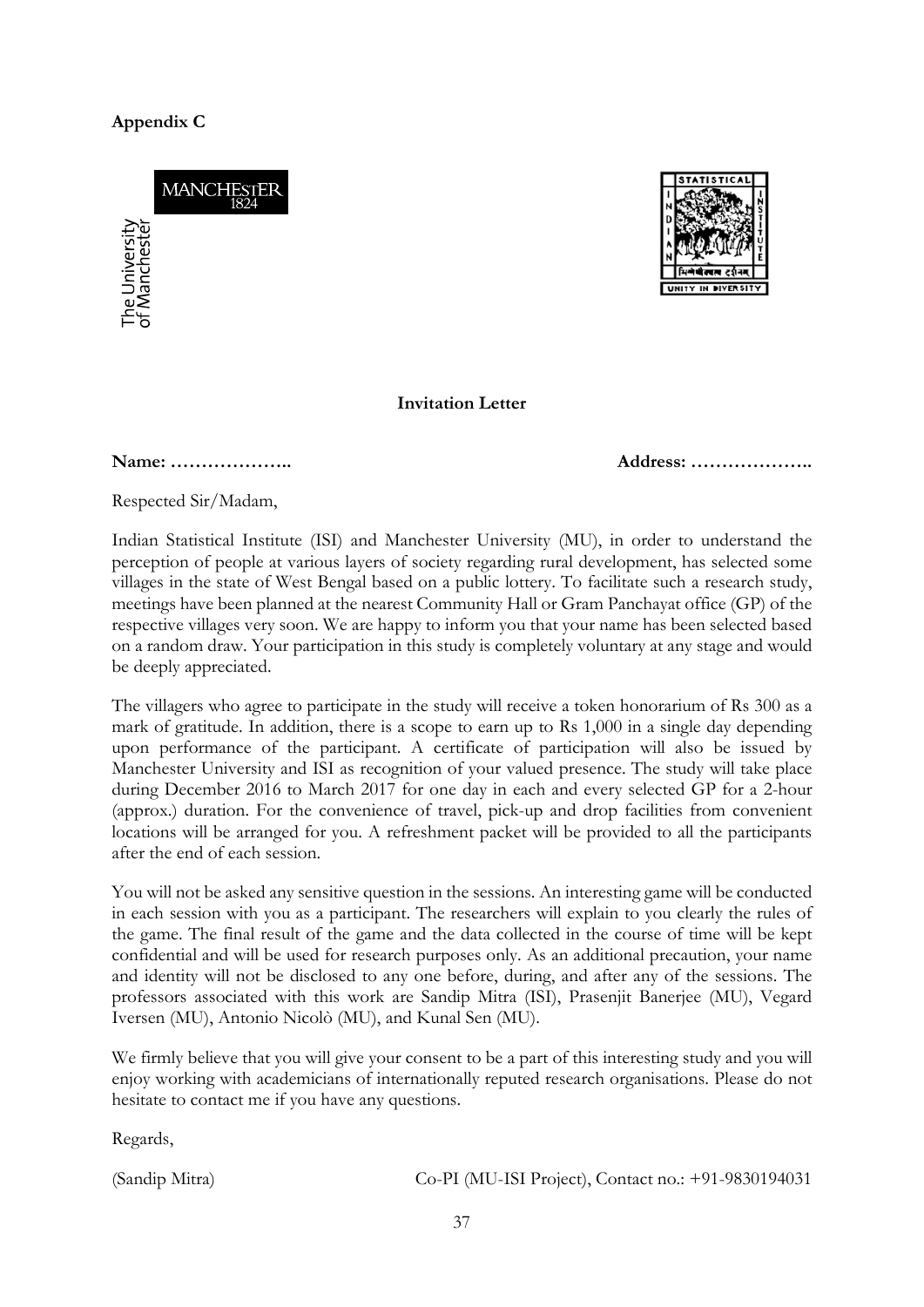**Appendix C**

**Invitation Letter**

**Name: ………………..** **Address: ………………..**

Respected Sir/Madam,

Indian Statistical Institute (ISI) and Manchester University (MU), in order to understand the perception of people at various layers of society regarding rural development, has selected some villages in the state of West Bengal based on a public lottery. To facilitate such a research study, meetings have been planned at the nearest Community Hall or Gram Panchayat office (GP) of the respective villages very soon. We are happy to inform you that your name has been selected based on a random draw. Your participation in this study is completely voluntary at any stage and would be deeply appreciated.

The villagers who agree to participate in the study will receive a token honorarium of Rs 300 as a mark of gratitude. In addition, there is a scope to earn up to Rs 1,000 in a single day depending upon performance of the participant. A certificate of participation will also be issued by Manchester University and ISI as recognition of your valued presence. The study will take place during December 2016 to March 2017 for one day in each and every selected GP for a 2-hour (approx.) duration. For the convenience of travel, pick-up and drop facilities from convenient locations will be arranged for you. A refreshment packet will be provided to all the participants after the end of each session.

You will not be asked any sensitive question in the sessions. An interesting game will be conducted in each session with you as a participant. The researchers will explain to you clearly the rules of the game. The final result of the game and the data collected in the course of time will be kept confidential and will be used for research purposes only. As an additional precaution, your name and identity will not be disclosed to any one before, during, and after any of the sessions. The professors associated with this work are Sandip Mitra (ISI), Prasenjit Banerjee (MU), Vegard Iversen (MU), Antonio Nicolò (MU), and Kunal Sen (MU).

We firmly believe that you will give your consent to be a part of this interesting study and you will enjoy working with academicians of internationally reputed research organisations. Please do not hesitate to contact me if you have any questions.

Regards,

(Sandip Mitra) Co-PI (MU-ISI Project), Contact no.: +91-9830194031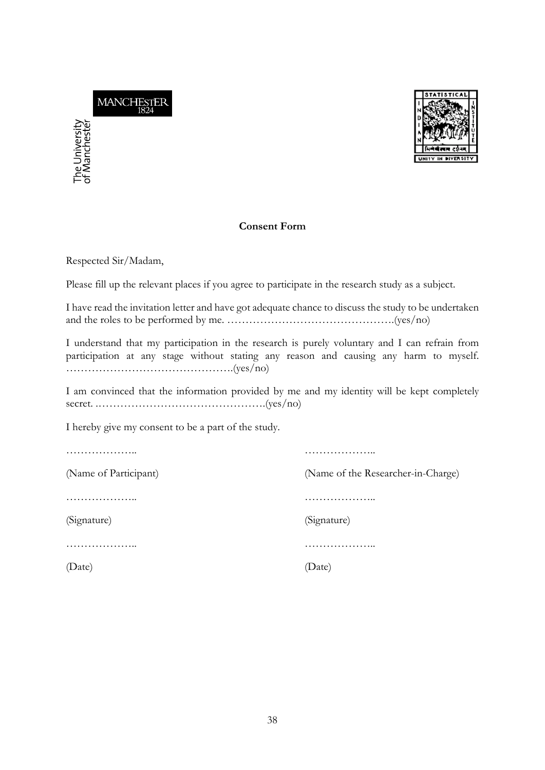**Consent Form**

Respected Sir/Madam,

Please fill up the relevant places if you agree to participate in the research study as a subject.

I have read the invitation letter and have got adequate chance to discuss the study to be undertaken and the roles to be performed by me. ……………………………………….(yes/no)

I understand that my participation in the research is purely voluntary and I can refrain from participation at any stage without stating any reason and causing any harm to myself. ……………………………………….(yes/no)

I am convinced that the information provided by me and my identity will be kept completely secret. .……………………………………….(yes/no)

I hereby give my consent to be a part of the study.

| | |
|---|---|
| ……………….. | ……………….. |
| (Name of Participant) | (Name of the Researcher-in-Charge) |
| ……………….. | ……………….. |
| (Signature) | (Signature) |
| ……………….. | ……………….. |
| (Date) | (Date) |